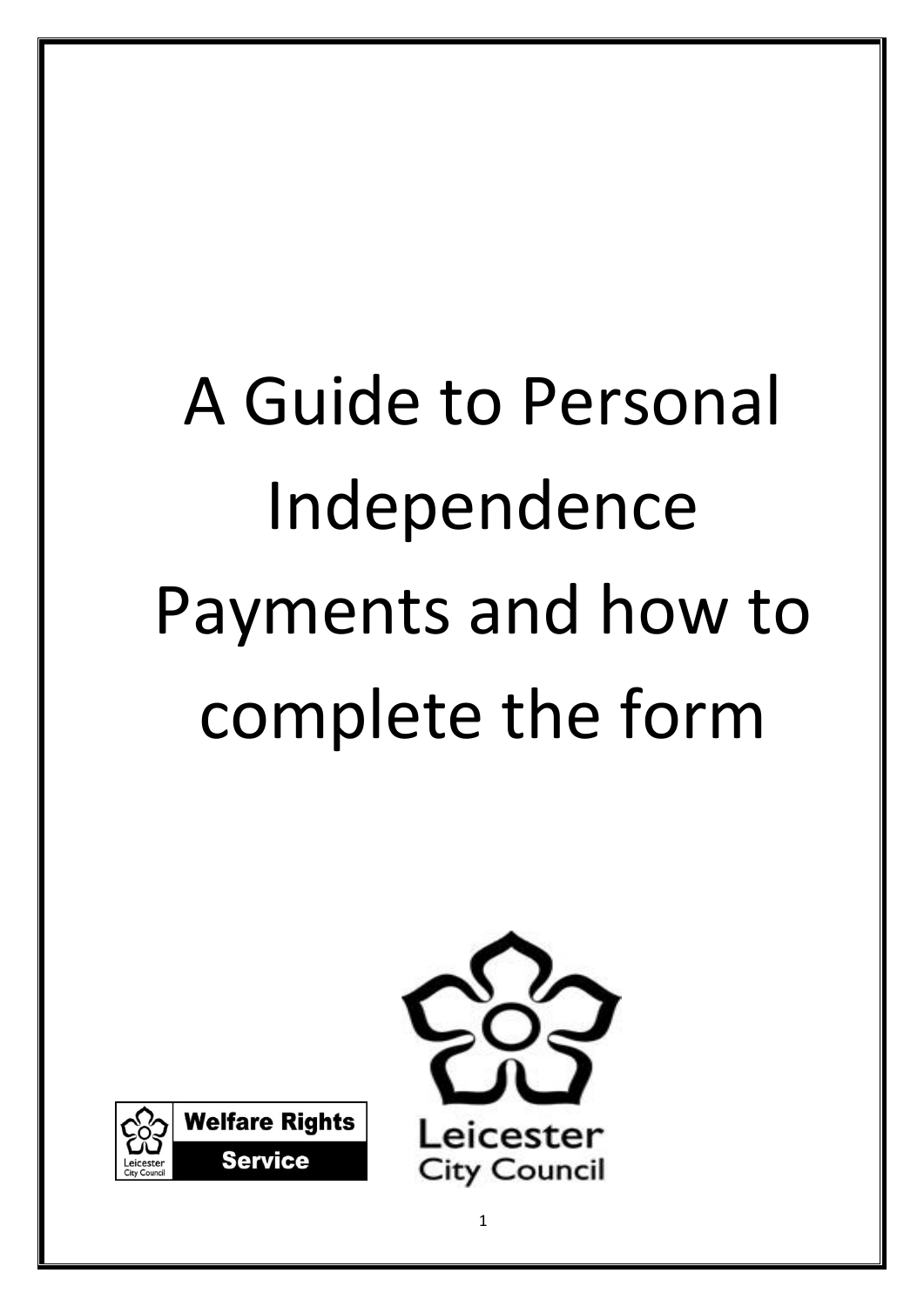# A Guide to Personal Independence Payments and how to complete the form

Welfare Rights Service

Leicester City Council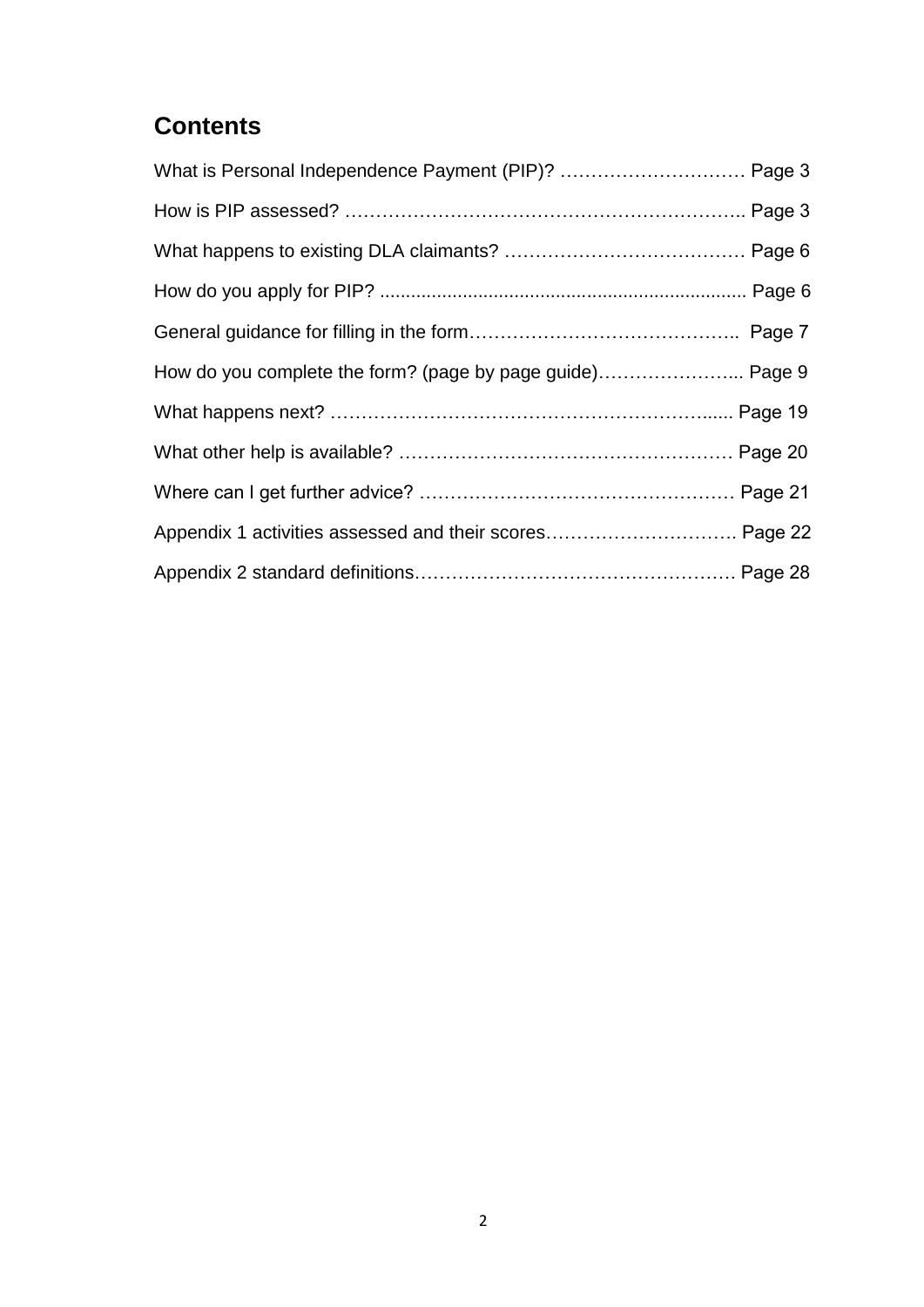## Contents

What is Personal Independence Payment (PIP)? ………………………… Page 3

How is PIP assessed? ……………………………………………………….. Page 3

What happens to existing DLA claimants? ………………………………… Page 6

How do you apply for PIP? ..................................................................... Page 6

General guidance for filling in the form……………………………………..  Page 7

How do you complete the form? (page by page guide)…………………... Page 9

What happens next? ……………………………………………………...... Page 19

What other help is available? ……………………………………………… Page 20

Where can I get further advice? …………………………………………… Page 21

Appendix 1 activities assessed and their scores…………………………. Page 22

Appendix 2 standard definitions……………………………………………. Page 28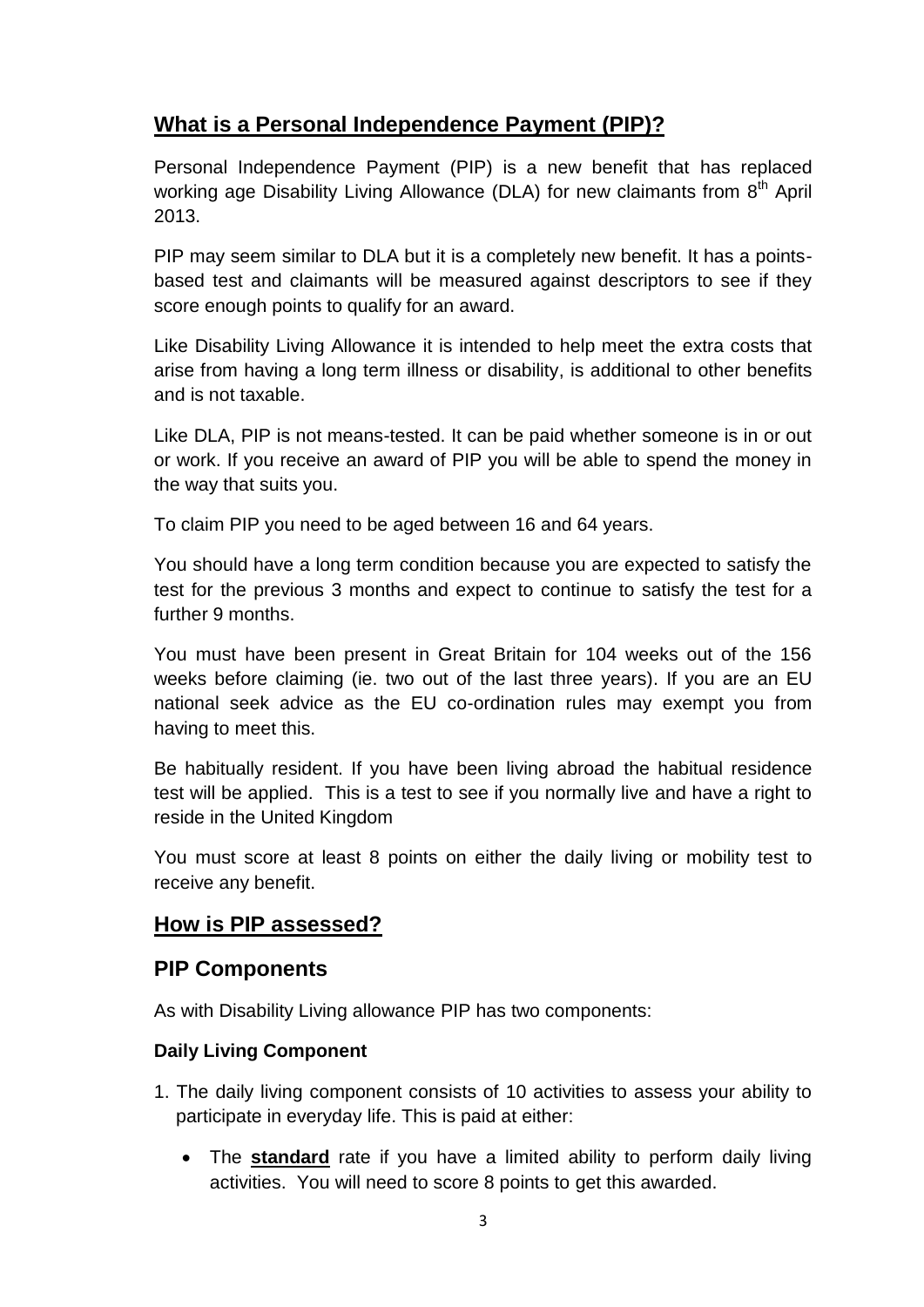## **What is a Personal Independence Payment (PIP)?**

Personal Independence Payment (PIP) is a new benefit that has replaced working age Disability Living Allowance (DLA) for new claimants from 8th April 2013.

PIP may seem similar to DLA but it is a completely new benefit. It has a points-based test and claimants will be measured against descriptors to see if they score enough points to qualify for an award.

Like Disability Living Allowance it is intended to help meet the extra costs that arise from having a long term illness or disability, is additional to other benefits and is not taxable.

Like DLA, PIP is not means-tested. It can be paid whether someone is in or out or work. If you receive an award of PIP you will be able to spend the money in the way that suits you.

To claim PIP you need to be aged between 16 and 64 years.

You should have a long term condition because you are expected to satisfy the test for the previous 3 months and expect to continue to satisfy the test for a further 9 months.

You must have been present in Great Britain for 104 weeks out of the 156 weeks before claiming (ie. two out of the last three years). If you are an EU national seek advice as the EU co-ordination rules may exempt you from having to meet this.

Be habitually resident. If you have been living abroad the habitual residence test will be applied. This is a test to see if you normally live and have a right to reside in the United Kingdom

You must score at least 8 points on either the daily living or mobility test to receive any benefit.

## **How is PIP assessed?**

## PIP Components

As with Disability Living allowance PIP has two components:

### Daily Living Component

1. The daily living component consists of 10 activities to assess your ability to participate in everyday life. This is paid at either:

    - The **standard** rate if you have a limited ability to perform daily living activities. You will need to score 8 points to get this awarded.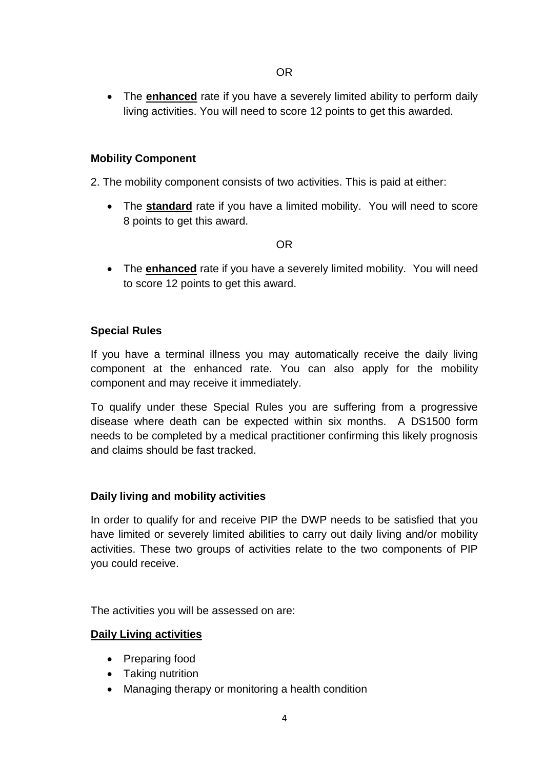OR

- The **enhanced** rate if you have a severely limited ability to perform daily living activities. You will need to score 12 points to get this awarded.

### Mobility Component

2. The mobility component consists of two activities. This is paid at either:

- The **standard** rate if you have a limited mobility. You will need to score 8 points to get this award.

OR

- The **enhanced** rate if you have a severely limited mobility. You will need to score 12 points to get this award.

### Special Rules

If you have a terminal illness you may automatically receive the daily living component at the enhanced rate. You can also apply for the mobility component and may receive it immediately.

To qualify under these Special Rules you are suffering from a progressive disease where death can be expected within six months. A DS1500 form needs to be completed by a medical practitioner confirming this likely prognosis and claims should be fast tracked.

### Daily living and mobility activities

In order to qualify for and receive PIP the DWP needs to be satisfied that you have limited or severely limited abilities to carry out daily living and/or mobility activities. These two groups of activities relate to the two components of PIP you could receive.

The activities you will be assessed on are:

**Daily Living activities**

- Preparing food
- Taking nutrition
- Managing therapy or monitoring a health condition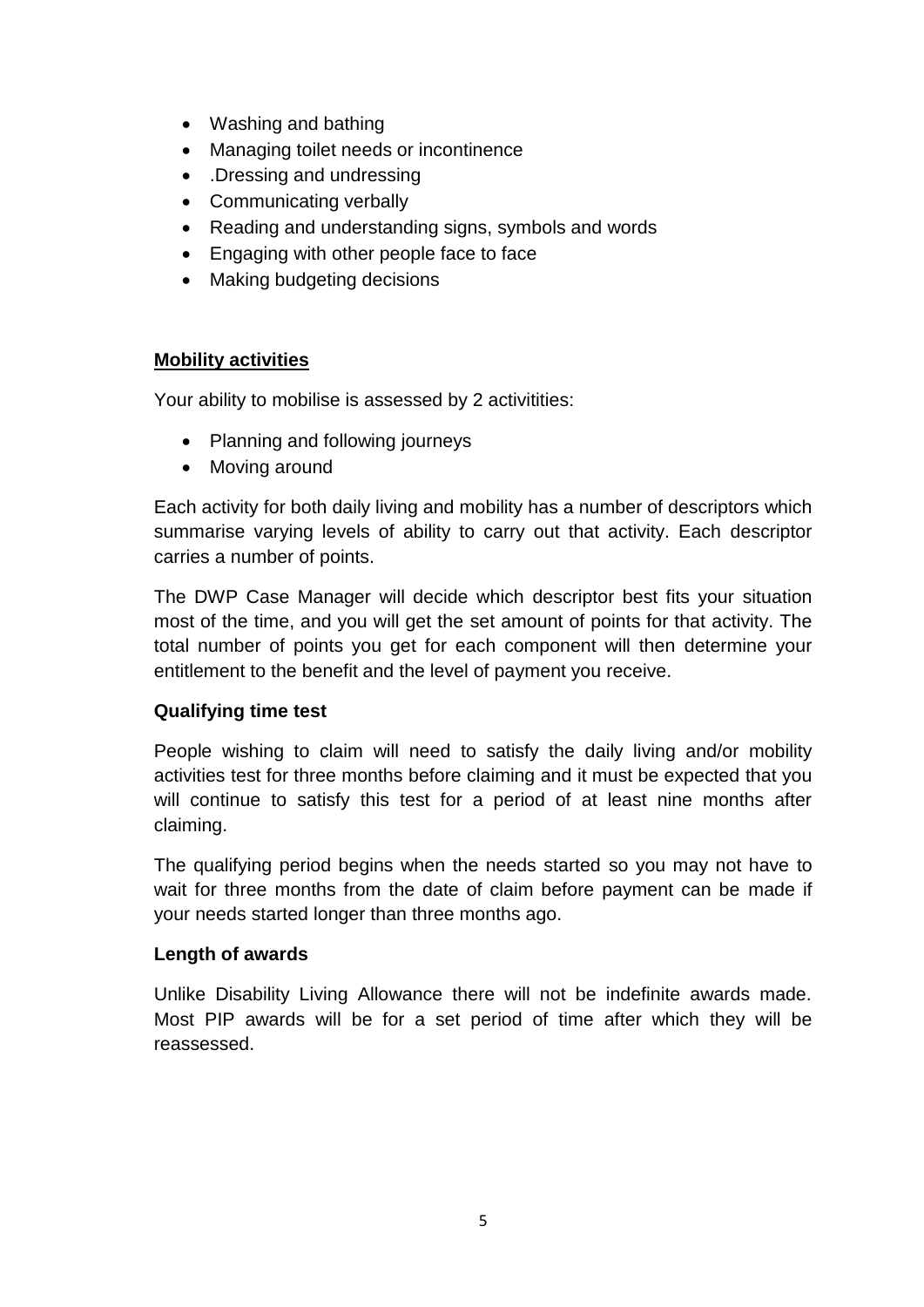- Washing and bathing
- Managing toilet needs or incontinence
- .Dressing and undressing
- Communicating verbally
- Reading and understanding signs, symbols and words
- Engaging with other people face to face
- Making budgeting decisions

**Mobility activities**

Your ability to mobilise is assessed by 2 activitities:

- Planning and following journeys
- Moving around

Each activity for both daily living and mobility has a number of descriptors which summarise varying levels of ability to carry out that activity. Each descriptor carries a number of points.

The DWP Case Manager will decide which descriptor best fits your situation most of the time, and you will get the set amount of points for that activity. The total number of points you get for each component will then determine your entitlement to the benefit and the level of payment you receive.

**Qualifying time test**

People wishing to claim will need to satisfy the daily living and/or mobility activities test for three months before claiming and it must be expected that you will continue to satisfy this test for a period of at least nine months after claiming.

The qualifying period begins when the needs started so you may not have to wait for three months from the date of claim before payment can be made if your needs started longer than three months ago.

**Length of awards**

Unlike Disability Living Allowance there will not be indefinite awards made. Most PIP awards will be for a set period of time after which they will be reassessed.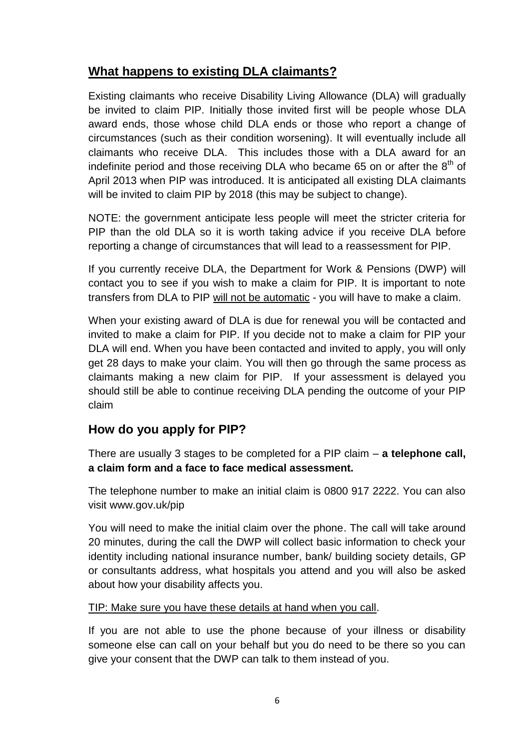## What happens to existing DLA claimants?

Existing claimants who receive Disability Living Allowance (DLA) will gradually be invited to claim PIP. Initially those invited first will be people whose DLA award ends, those whose child DLA ends or those who report a change of circumstances (such as their condition worsening). It will eventually include all claimants who receive DLA. This includes those with a DLA award for an indefinite period and those receiving DLA who became 65 on or after the 8th of April 2013 when PIP was introduced. It is anticipated all existing DLA claimants will be invited to claim PIP by 2018 (this may be subject to change).

NOTE: the government anticipate less people will meet the stricter criteria for PIP than the old DLA so it is worth taking advice if you receive DLA before reporting a change of circumstances that will lead to a reassessment for PIP.

If you currently receive DLA, the Department for Work & Pensions (DWP) will contact you to see if you wish to make a claim for PIP. It is important to note transfers from DLA to PIP <u>will not be automatic</u> - you will have to make a claim.

When your existing award of DLA is due for renewal you will be contacted and invited to make a claim for PIP. If you decide not to make a claim for PIP your DLA will end. When you have been contacted and invited to apply, you will only get 28 days to make your claim. You will then go through the same process as claimants making a new claim for PIP. If your assessment is delayed you should still be able to continue receiving DLA pending the outcome of your PIP claim

## How do you apply for PIP?

There are usually 3 stages to be completed for a PIP claim – **a telephone call, a claim form and a face to face medical assessment.**

The telephone number to make an initial claim is 0800 917 2222. You can also visit www.gov.uk/pip

You will need to make the initial claim over the phone. The call will take around 20 minutes, during the call the DWP will collect basic information to check your identity including national insurance number, bank/ building society details, GP or consultants address, what hospitals you attend and you will also be asked about how your disability affects you.

<u>TIP: Make sure you have these details at hand when you call</u>.

If you are not able to use the phone because of your illness or disability someone else can call on your behalf but you do need to be there so you can give your consent that the DWP can talk to them instead of you.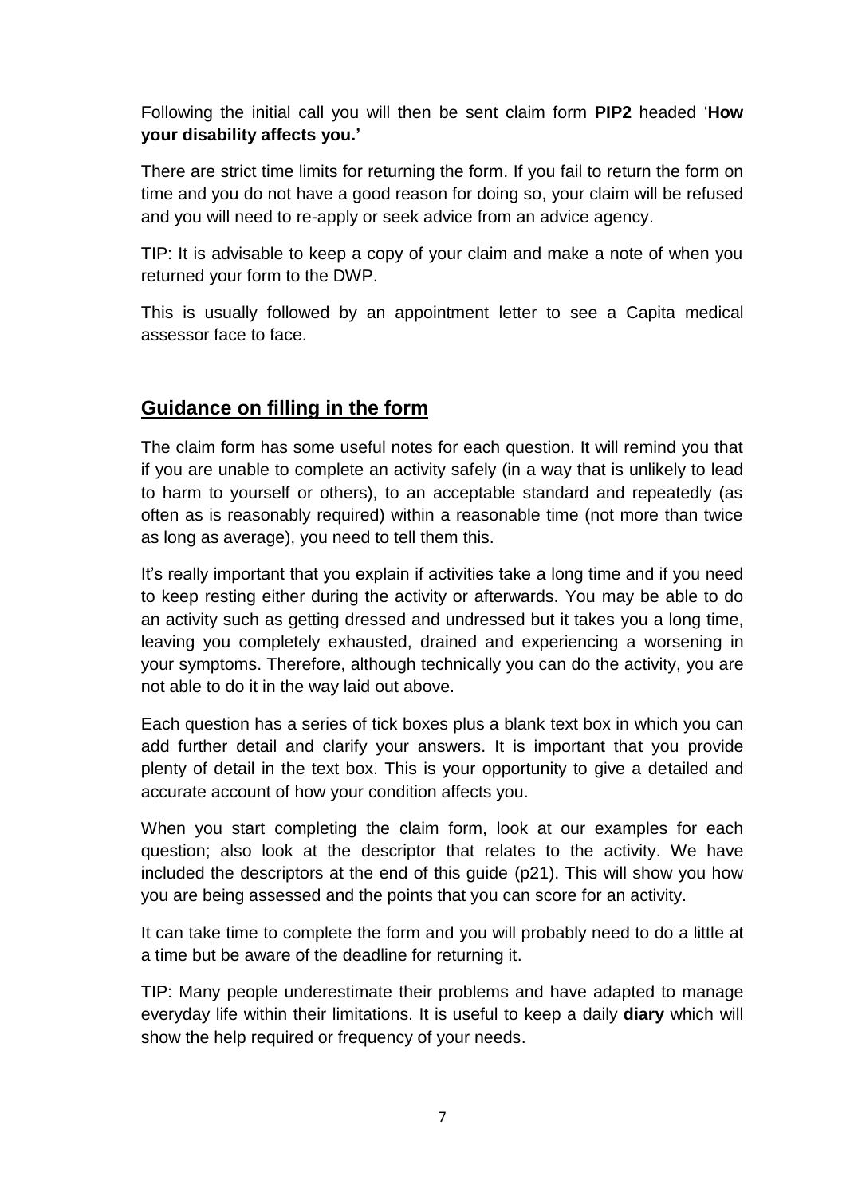Following the initial call you will then be sent claim form **PIP2** headed '**How your disability affects you.'**

There are strict time limits for returning the form. If you fail to return the form on time and you do not have a good reason for doing so, your claim will be refused and you will need to re-apply or seek advice from an advice agency.

TIP: It is advisable to keep a copy of your claim and make a note of when you returned your form to the DWP.

This is usually followed by an appointment letter to see a Capita medical assessor face to face.

## **Guidance on filling in the form**

The claim form has some useful notes for each question. It will remind you that if you are unable to complete an activity safely (in a way that is unlikely to lead to harm to yourself or others), to an acceptable standard and repeatedly (as often as is reasonably required) within a reasonable time (not more than twice as long as average), you need to tell them this.

It's really important that you explain if activities take a long time and if you need to keep resting either during the activity or afterwards. You may be able to do an activity such as getting dressed and undressed but it takes you a long time, leaving you completely exhausted, drained and experiencing a worsening in your symptoms. Therefore, although technically you can do the activity, you are not able to do it in the way laid out above.

Each question has a series of tick boxes plus a blank text box in which you can add further detail and clarify your answers. It is important that you provide plenty of detail in the text box. This is your opportunity to give a detailed and accurate account of how your condition affects you.

When you start completing the claim form, look at our examples for each question; also look at the descriptor that relates to the activity. We have included the descriptors at the end of this guide (p21). This will show you how you are being assessed and the points that you can score for an activity.

It can take time to complete the form and you will probably need to do a little at a time but be aware of the deadline for returning it.

TIP: Many people underestimate their problems and have adapted to manage everyday life within their limitations. It is useful to keep a daily **diary** which will show the help required or frequency of your needs.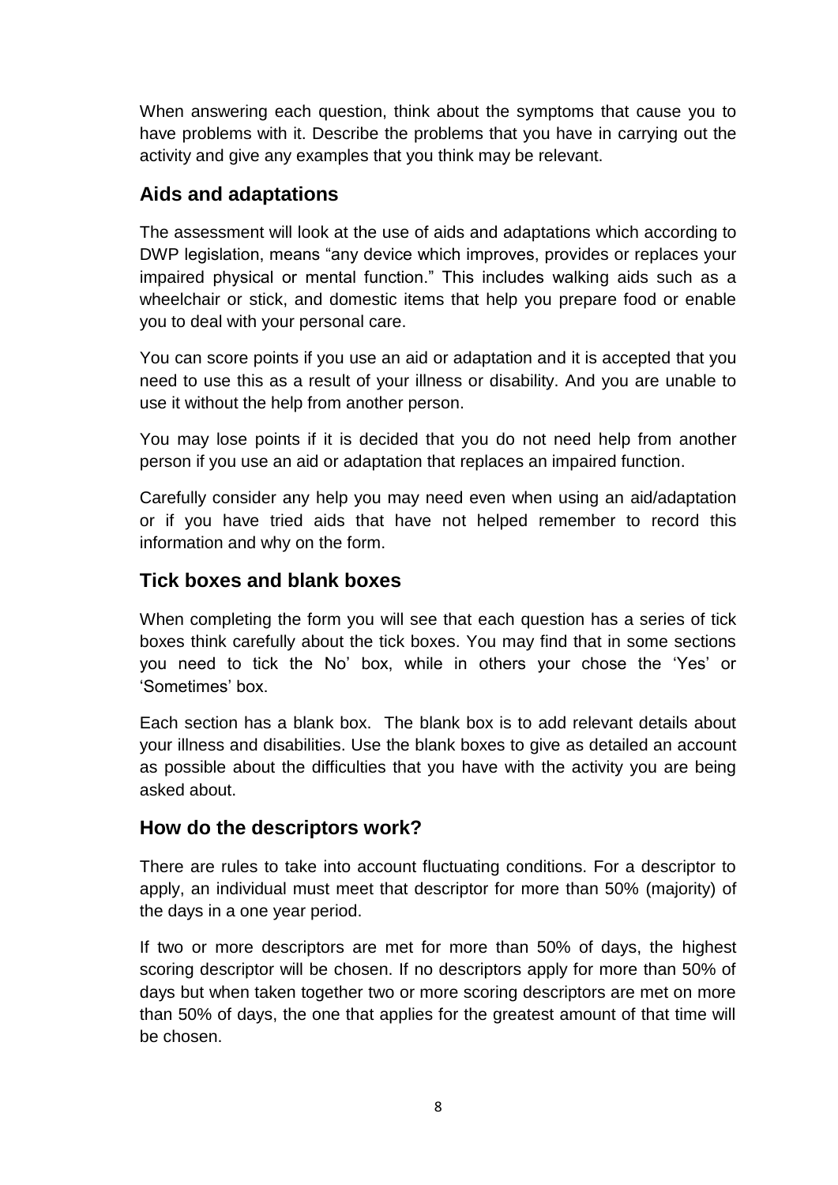When answering each question, think about the symptoms that cause you to have problems with it. Describe the problems that you have in carrying out the activity and give any examples that you think may be relevant.

## Aids and adaptations

The assessment will look at the use of aids and adaptations which according to DWP legislation, means "any device which improves, provides or replaces your impaired physical or mental function." This includes walking aids such as a wheelchair or stick, and domestic items that help you prepare food or enable you to deal with your personal care.

You can score points if you use an aid or adaptation and it is accepted that you need to use this as a result of your illness or disability. And you are unable to use it without the help from another person.

You may lose points if it is decided that you do not need help from another person if you use an aid or adaptation that replaces an impaired function.

Carefully consider any help you may need even when using an aid/adaptation or if you have tried aids that have not helped remember to record this information and why on the form.

## Tick boxes and blank boxes

When completing the form you will see that each question has a series of tick boxes think carefully about the tick boxes. You may find that in some sections you need to tick the No' box, while in others your chose the 'Yes' or 'Sometimes' box.

Each section has a blank box. The blank box is to add relevant details about your illness and disabilities. Use the blank boxes to give as detailed an account as possible about the difficulties that you have with the activity you are being asked about.

## How do the descriptors work?

There are rules to take into account fluctuating conditions. For a descriptor to apply, an individual must meet that descriptor for more than 50% (majority) of the days in a one year period.

If two or more descriptors are met for more than 50% of days, the highest scoring descriptor will be chosen. If no descriptors apply for more than 50% of days but when taken together two or more scoring descriptors are met on more than 50% of days, the one that applies for the greatest amount of that time will be chosen.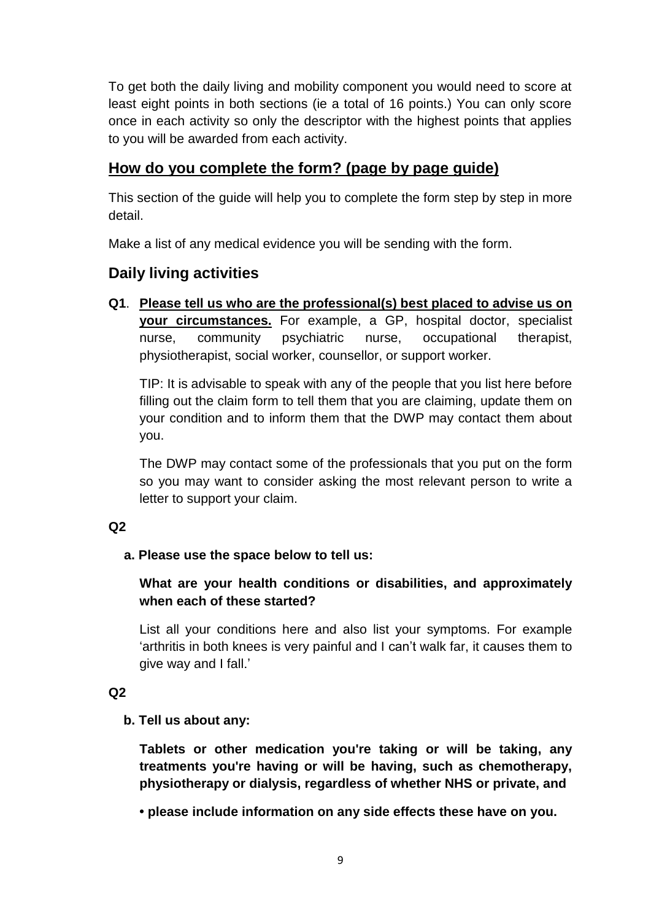To get both the daily living and mobility component you would need to score at least eight points in both sections (ie a total of 16 points.) You can only score once in each activity so only the descriptor with the highest points that applies to you will be awarded from each activity.

## <u>How do you complete the form? (page by page guide)</u>

This section of the guide will help you to complete the form step by step in more detail.

Make a list of any medical evidence you will be sending with the form.

## Daily living activities

**Q1**. **<u>Please tell us who are the professional(s) best placed to advise us on your circumstances.</u>** For example, a GP, hospital doctor, specialist nurse, community psychiatric nurse, occupational therapist, physiotherapist, social worker, counsellor, or support worker.

TIP: It is advisable to speak with any of the people that you list here before filling out the claim form to tell them that you are claiming, update them on your condition and to inform them that the DWP may contact them about you.

The DWP may contact some of the professionals that you put on the form so you may want to consider asking the most relevant person to write a letter to support your claim.

**Q2**

**a. Please use the space below to tell us:**

**What are your health conditions or disabilities, and approximately when each of these started?**

List all your conditions here and also list your symptoms. For example 'arthritis in both knees is very painful and I can't walk far, it causes them to give way and I fall.'

**Q2**

**b. Tell us about any:**

**Tablets or other medication you're taking or will be taking, any treatments you're having or will be having, such as chemotherapy, physiotherapy or dialysis, regardless of whether NHS or private, and**

**• please include information on any side effects these have on you.**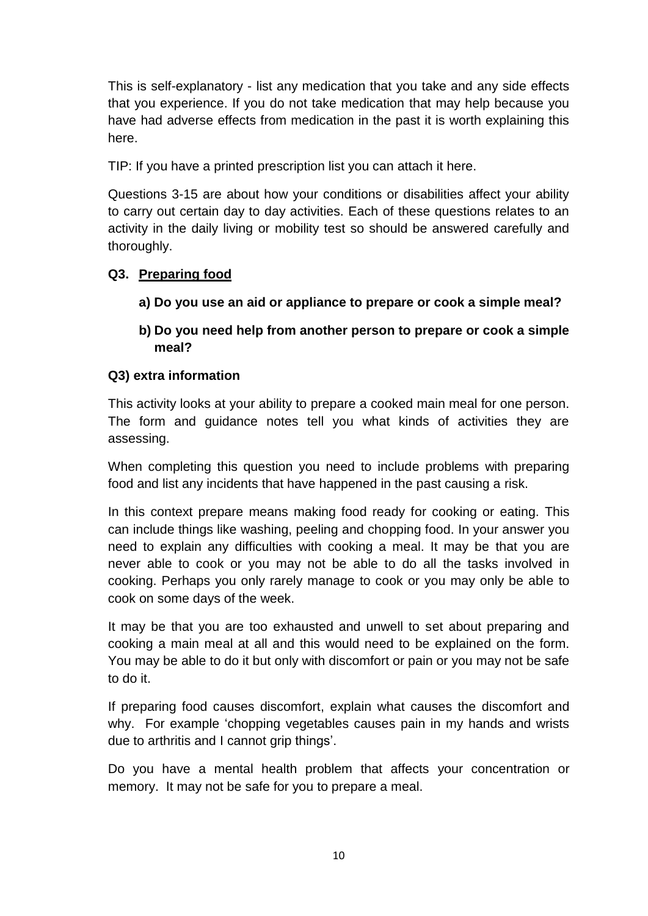This is self-explanatory - list any medication that you take and any side effects that you experience. If you do not take medication that may help because you have had adverse effects from medication in the past it is worth explaining this here.

TIP: If you have a printed prescription list you can attach it here.

Questions 3-15 are about how your conditions or disabilities affect your ability to carry out certain day to day activities. Each of these questions relates to an activity in the daily living or mobility test so should be answered carefully and thoroughly.

### Q3. Preparing food

**a) Do you use an aid or appliance to prepare or cook a simple meal?**

**b) Do you need help from another person to prepare or cook a simple meal?**

**Q3) extra information**

This activity looks at your ability to prepare a cooked main meal for one person. The form and guidance notes tell you what kinds of activities they are assessing.

When completing this question you need to include problems with preparing food and list any incidents that have happened in the past causing a risk.

In this context prepare means making food ready for cooking or eating. This can include things like washing, peeling and chopping food. In your answer you need to explain any difficulties with cooking a meal. It may be that you are never able to cook or you may not be able to do all the tasks involved in cooking. Perhaps you only rarely manage to cook or you may only be able to cook on some days of the week.

It may be that you are too exhausted and unwell to set about preparing and cooking a main meal at all and this would need to be explained on the form. You may be able to do it but only with discomfort or pain or you may not be safe to do it.

If preparing food causes discomfort, explain what causes the discomfort and why. For example 'chopping vegetables causes pain in my hands and wrists due to arthritis and I cannot grip things'.

Do you have a mental health problem that affects your concentration or memory. It may not be safe for you to prepare a meal.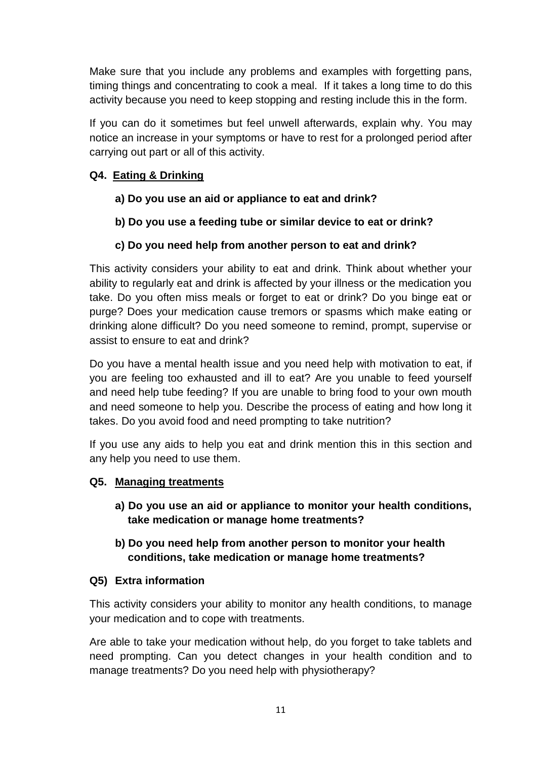Make sure that you include any problems and examples with forgetting pans, timing things and concentrating to cook a meal. If it takes a long time to do this activity because you need to keep stopping and resting include this in the form.

If you can do it sometimes but feel unwell afterwards, explain why. You may notice an increase in your symptoms or have to rest for a prolonged period after carrying out part or all of this activity.

### Q4. Eating & Drinking

**a) Do you use an aid or appliance to eat and drink?**

**b) Do you use a feeding tube or similar device to eat or drink?**

**c) Do you need help from another person to eat and drink?**

This activity considers your ability to eat and drink. Think about whether your ability to regularly eat and drink is affected by your illness or the medication you take. Do you often miss meals or forget to eat or drink? Do you binge eat or purge? Does your medication cause tremors or spasms which make eating or drinking alone difficult? Do you need someone to remind, prompt, supervise or assist to ensure to eat and drink?

Do you have a mental health issue and you need help with motivation to eat, if you are feeling too exhausted and ill to eat? Are you unable to feed yourself and need help tube feeding? If you are unable to bring food to your own mouth and need someone to help you. Describe the process of eating and how long it takes. Do you avoid food and need prompting to take nutrition?

If you use any aids to help you eat and drink mention this in this section and any help you need to use them.

### Q5. Managing treatments

**a) Do you use an aid or appliance to monitor your health conditions, take medication or manage home treatments?**

**b) Do you need help from another person to monitor your health conditions, take medication or manage home treatments?**

### Q5) Extra information

This activity considers your ability to monitor any health conditions, to manage your medication and to cope with treatments.

Are able to take your medication without help, do you forget to take tablets and need prompting. Can you detect changes in your health condition and to manage treatments? Do you need help with physiotherapy?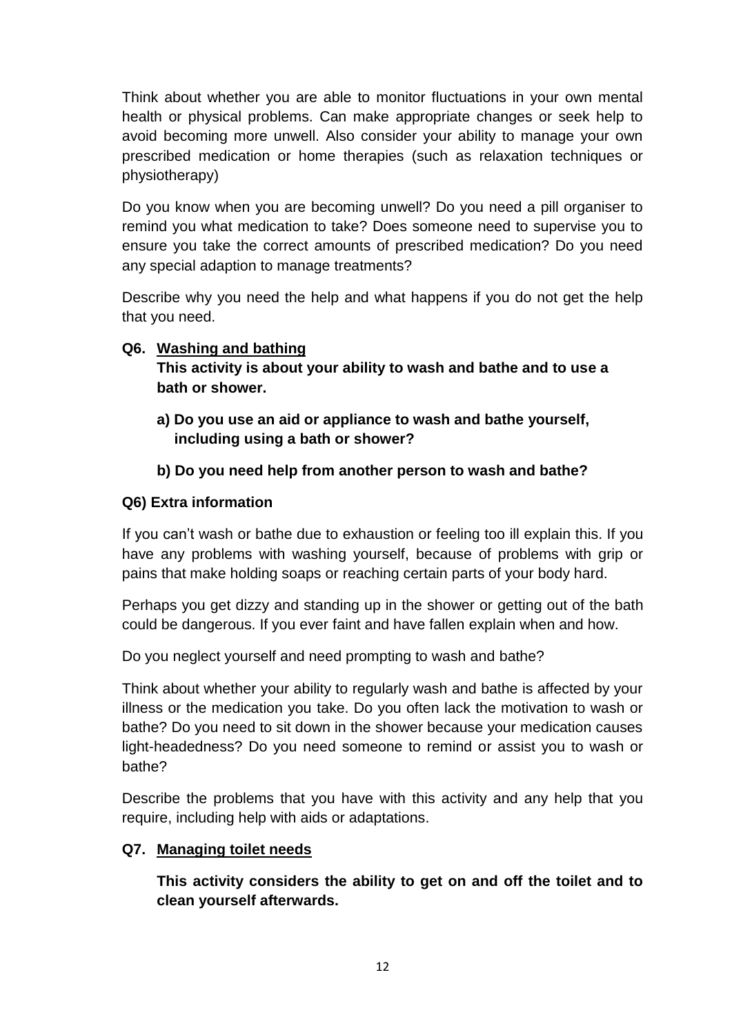Think about whether you are able to monitor fluctuations in your own mental health or physical problems. Can make appropriate changes or seek help to avoid becoming more unwell. Also consider your ability to manage your own prescribed medication or home therapies (such as relaxation techniques or physiotherapy)

Do you know when you are becoming unwell? Do you need a pill organiser to remind you what medication to take? Does someone need to supervise you to ensure you take the correct amounts of prescribed medication? Do you need any special adaption to manage treatments?

Describe why you need the help and what happens if you do not get the help that you need.

**Q6. <u>Washing and bathing</u>**

**This activity is about your ability to wash and bathe and to use a bath or shower.**

**a) Do you use an aid or appliance to wash and bathe yourself, including using a bath or shower?**

**b) Do you need help from another person to wash and bathe?**

**Q6) Extra information**

If you can't wash or bathe due to exhaustion or feeling too ill explain this. If you have any problems with washing yourself, because of problems with grip or pains that make holding soaps or reaching certain parts of your body hard.

Perhaps you get dizzy and standing up in the shower or getting out of the bath could be dangerous. If you ever faint and have fallen explain when and how.

Do you neglect yourself and need prompting to wash and bathe?

Think about whether your ability to regularly wash and bathe is affected by your illness or the medication you take. Do you often lack the motivation to wash or bathe? Do you need to sit down in the shower because your medication causes light-headedness? Do you need someone to remind or assist you to wash or bathe?

Describe the problems that you have with this activity and any help that you require, including help with aids or adaptations.

**Q7. <u>Managing toilet needs</u>**

**This activity considers the ability to get on and off the toilet and to clean yourself afterwards.**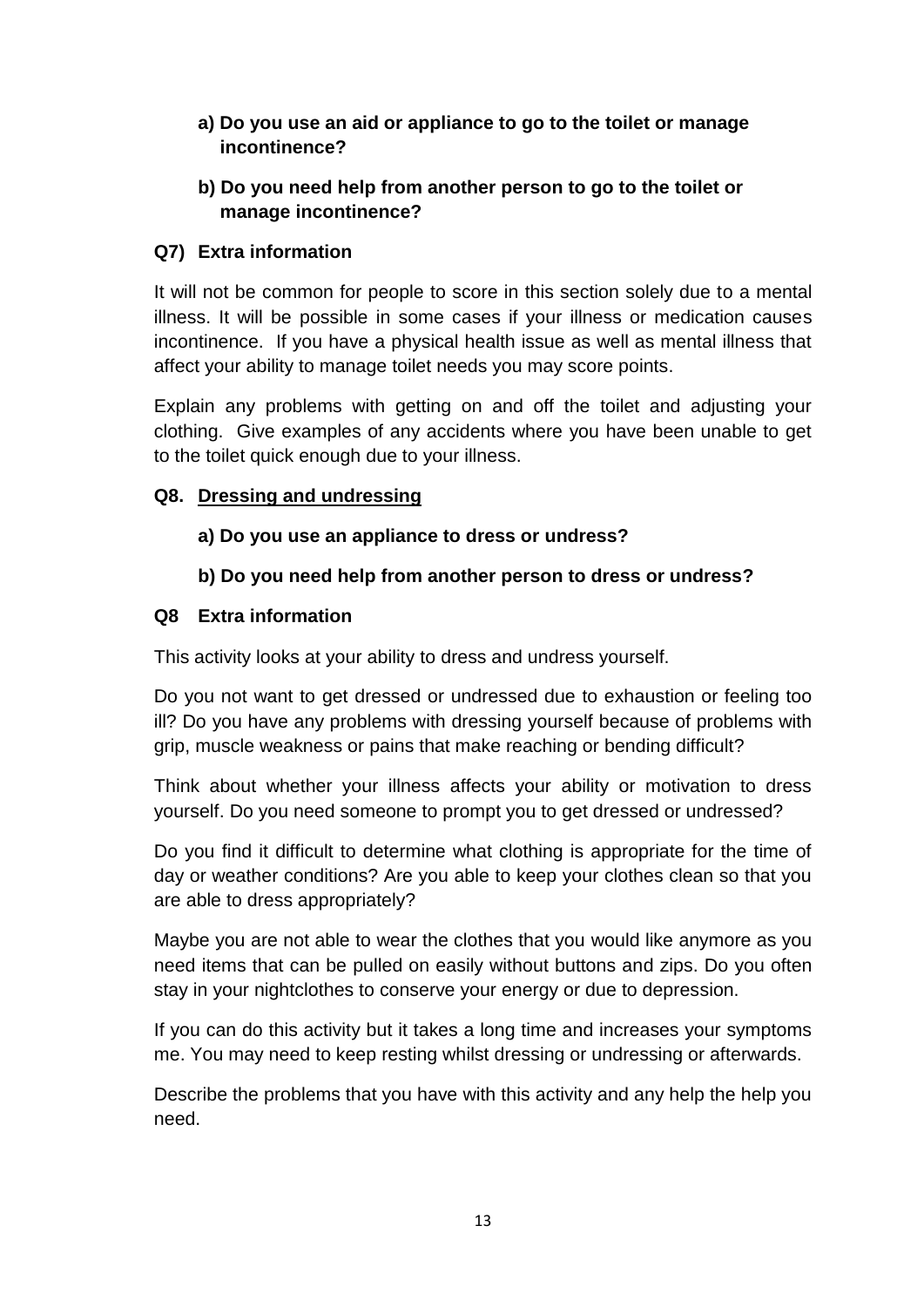**a) Do you use an aid or appliance to go to the toilet or manage incontinence?**

**b) Do you need help from another person to go to the toilet or manage incontinence?**

**Q7) Extra information**

It will not be common for people to score in this section solely due to a mental illness. It will be possible in some cases if your illness or medication causes incontinence. If you have a physical health issue as well as mental illness that affect your ability to manage toilet needs you may score points.

Explain any problems with getting on and off the toilet and adjusting your clothing. Give examples of any accidents where you have been unable to get to the toilet quick enough due to your illness.

**Q8. <u>Dressing and undressing</u>**

**a) Do you use an appliance to dress or undress?**

**b) Do you need help from another person to dress or undress?**

**Q8 Extra information**

This activity looks at your ability to dress and undress yourself.

Do you not want to get dressed or undressed due to exhaustion or feeling too ill? Do you have any problems with dressing yourself because of problems with grip, muscle weakness or pains that make reaching or bending difficult?

Think about whether your illness affects your ability or motivation to dress yourself. Do you need someone to prompt you to get dressed or undressed?

Do you find it difficult to determine what clothing is appropriate for the time of day or weather conditions? Are you able to keep your clothes clean so that you are able to dress appropriately?

Maybe you are not able to wear the clothes that you would like anymore as you need items that can be pulled on easily without buttons and zips. Do you often stay in your nightclothes to conserve your energy or due to depression.

If you can do this activity but it takes a long time and increases your symptoms me. You may need to keep resting whilst dressing or undressing or afterwards.

Describe the problems that you have with this activity and any help the help you need.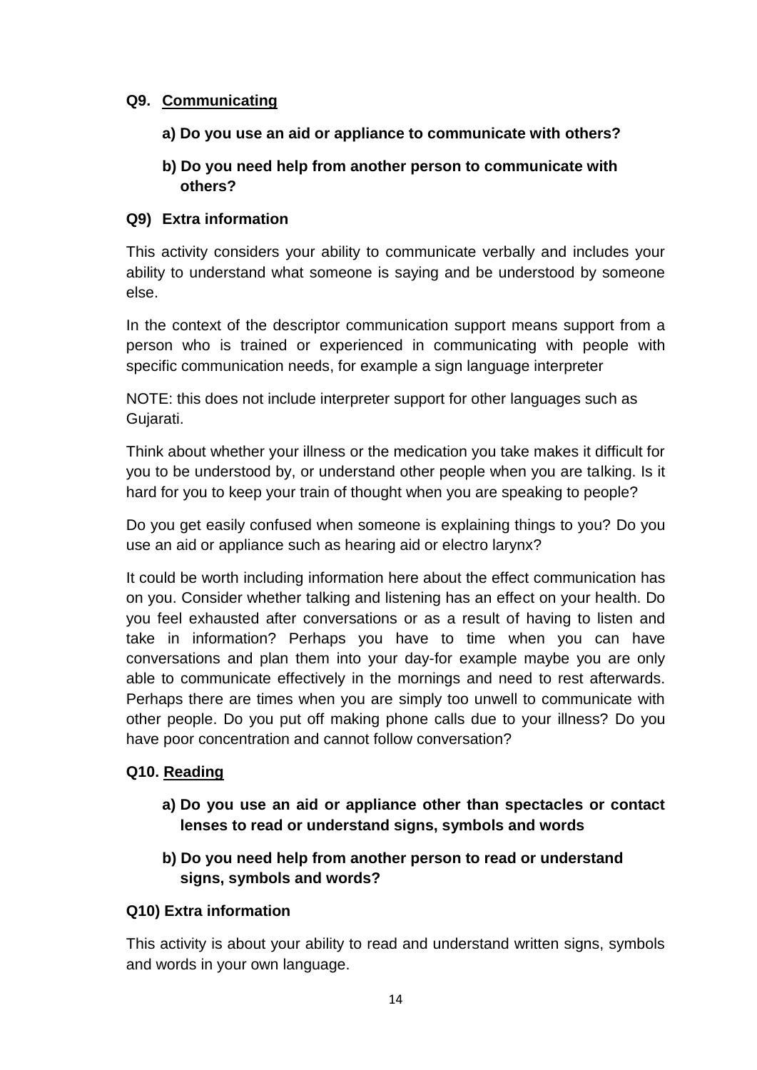### Q9. <u>Communicating</u>

**a) Do you use an aid or appliance to communicate with others?**

**b) Do you need help from another person to communicate with others?**

### Q9) Extra information

This activity considers your ability to communicate verbally and includes your ability to understand what someone is saying and be understood by someone else.

In the context of the descriptor communication support means support from a person who is trained or experienced in communicating with people with specific communication needs, for example a sign language interpreter

NOTE: this does not include interpreter support for other languages such as Gujarati.

Think about whether your illness or the medication you take makes it difficult for you to be understood by, or understand other people when you are talking. Is it hard for you to keep your train of thought when you are speaking to people?

Do you get easily confused when someone is explaining things to you? Do you use an aid or appliance such as hearing aid or electro larynx?

It could be worth including information here about the effect communication has on you. Consider whether talking and listening has an effect on your health. Do you feel exhausted after conversations or as a result of having to listen and take in information? Perhaps you have to time when you can have conversations and plan them into your day-for example maybe you are only able to communicate effectively in the mornings and need to rest afterwards. Perhaps there are times when you are simply too unwell to communicate with other people. Do you put off making phone calls due to your illness? Do you have poor concentration and cannot follow conversation?

### Q10. <u>Reading</u>

**a) Do you use an aid or appliance other than spectacles or contact lenses to read or understand signs, symbols and words**

**b) Do you need help from another person to read or understand signs, symbols and words?**

### Q10) Extra information

This activity is about your ability to read and understand written signs, symbols and words in your own language.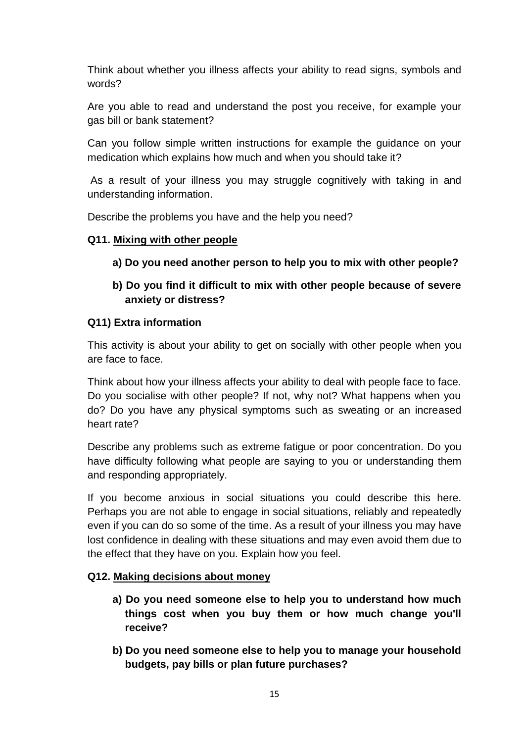Think about whether you illness affects your ability to read signs, symbols and words?

Are you able to read and understand the post you receive, for example your gas bill or bank statement?

Can you follow simple written instructions for example the guidance on your medication which explains how much and when you should take it?

As a result of your illness you may struggle cognitively with taking in and understanding information.

Describe the problems you have and the help you need?

**Q11. <u>Mixing with other people</u>**

**a) Do you need another person to help you to mix with other people?**

**b) Do you find it difficult to mix with other people because of severe anxiety or distress?**

**Q11) Extra information**

This activity is about your ability to get on socially with other people when you are face to face.

Think about how your illness affects your ability to deal with people face to face. Do you socialise with other people? If not, why not? What happens when you do? Do you have any physical symptoms such as sweating or an increased heart rate?

Describe any problems such as extreme fatigue or poor concentration. Do you have difficulty following what people are saying to you or understanding them and responding appropriately.

If you become anxious in social situations you could describe this here. Perhaps you are not able to engage in social situations, reliably and repeatedly even if you can do so some of the time. As a result of your illness you may have lost confidence in dealing with these situations and may even avoid them due to the effect that they have on you. Explain how you feel.

**Q12. <u>Making decisions about money</u>**

**a) Do you need someone else to help you to understand how much things cost when you buy them or how much change you'll receive?**

**b) Do you need someone else to help you to manage your household budgets, pay bills or plan future purchases?**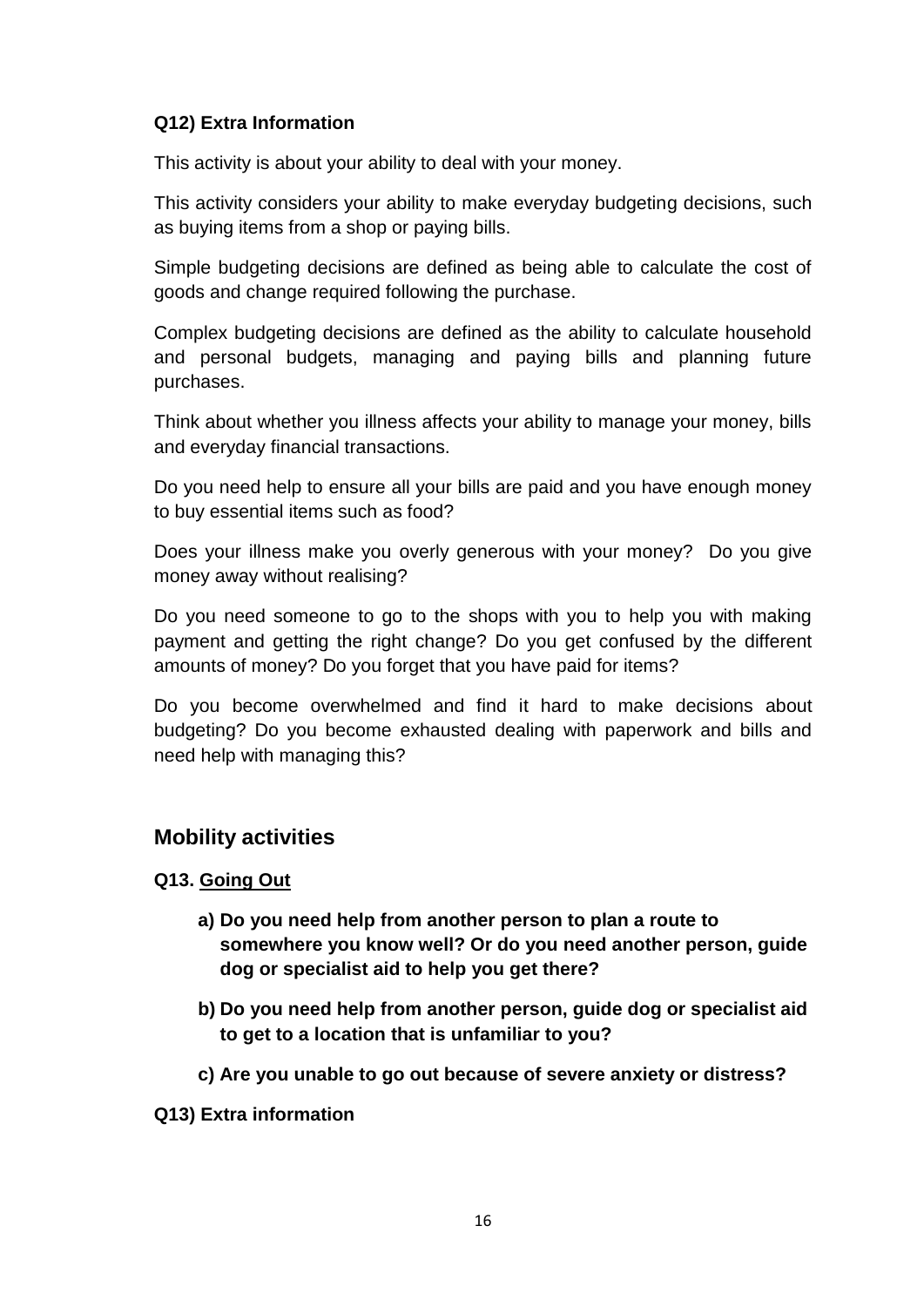**Q12) Extra Information**

This activity is about your ability to deal with your money.

This activity considers your ability to make everyday budgeting decisions, such as buying items from a shop or paying bills.

Simple budgeting decisions are defined as being able to calculate the cost of goods and change required following the purchase.

Complex budgeting decisions are defined as the ability to calculate household and personal budgets, managing and paying bills and planning future purchases.

Think about whether you illness affects your ability to manage your money, bills and everyday financial transactions.

Do you need help to ensure all your bills are paid and you have enough money to buy essential items such as food?

Does your illness make you overly generous with your money? Do you give money away without realising?

Do you need someone to go to the shops with you to help you with making payment and getting the right change? Do you get confused by the different amounts of money? Do you forget that you have paid for items?

Do you become overwhelmed and find it hard to make decisions about budgeting? Do you become exhausted dealing with paperwork and bills and need help with managing this?

## Mobility activities

**Q13. Going Out**

a) **Do you need help from another person to plan a route to somewhere you know well? Or do you need another person, guide dog or specialist aid to help you get there?**

b) **Do you need help from another person, guide dog or specialist aid to get to a location that is unfamiliar to you?**

c) **Are you unable to go out because of severe anxiety or distress?**

**Q13) Extra information**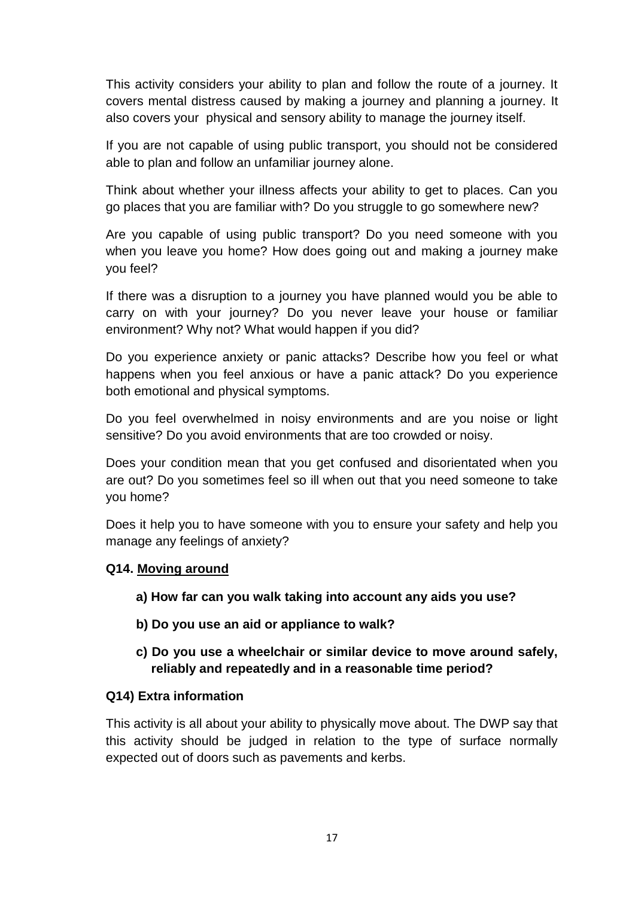This activity considers your ability to plan and follow the route of a journey. It covers mental distress caused by making a journey and planning a journey. It also covers your physical and sensory ability to manage the journey itself.

If you are not capable of using public transport, you should not be considered able to plan and follow an unfamiliar journey alone.

Think about whether your illness affects your ability to get to places. Can you go places that you are familiar with? Do you struggle to go somewhere new?

Are you capable of using public transport? Do you need someone with you when you leave you home? How does going out and making a journey make you feel?

If there was a disruption to a journey you have planned would you be able to carry on with your journey? Do you never leave your house or familiar environment? Why not? What would happen if you did?

Do you experience anxiety or panic attacks? Describe how you feel or what happens when you feel anxious or have a panic attack? Do you experience both emotional and physical symptoms.

Do you feel overwhelmed in noisy environments and are you noise or light sensitive? Do you avoid environments that are too crowded or noisy.

Does your condition mean that you get confused and disorientated when you are out? Do you sometimes feel so ill when out that you need someone to take you home?

Does it help you to have someone with you to ensure your safety and help you manage any feelings of anxiety?

**Q14. <u>Moving around</u>**

**a) How far can you walk taking into account any aids you use?**

**b) Do you use an aid or appliance to walk?**

**c) Do you use a wheelchair or similar device to move around safely, reliably and repeatedly and in a reasonable time period?**

**Q14) Extra information**

This activity is all about your ability to physically move about. The DWP say that this activity should be judged in relation to the type of surface normally expected out of doors such as pavements and kerbs.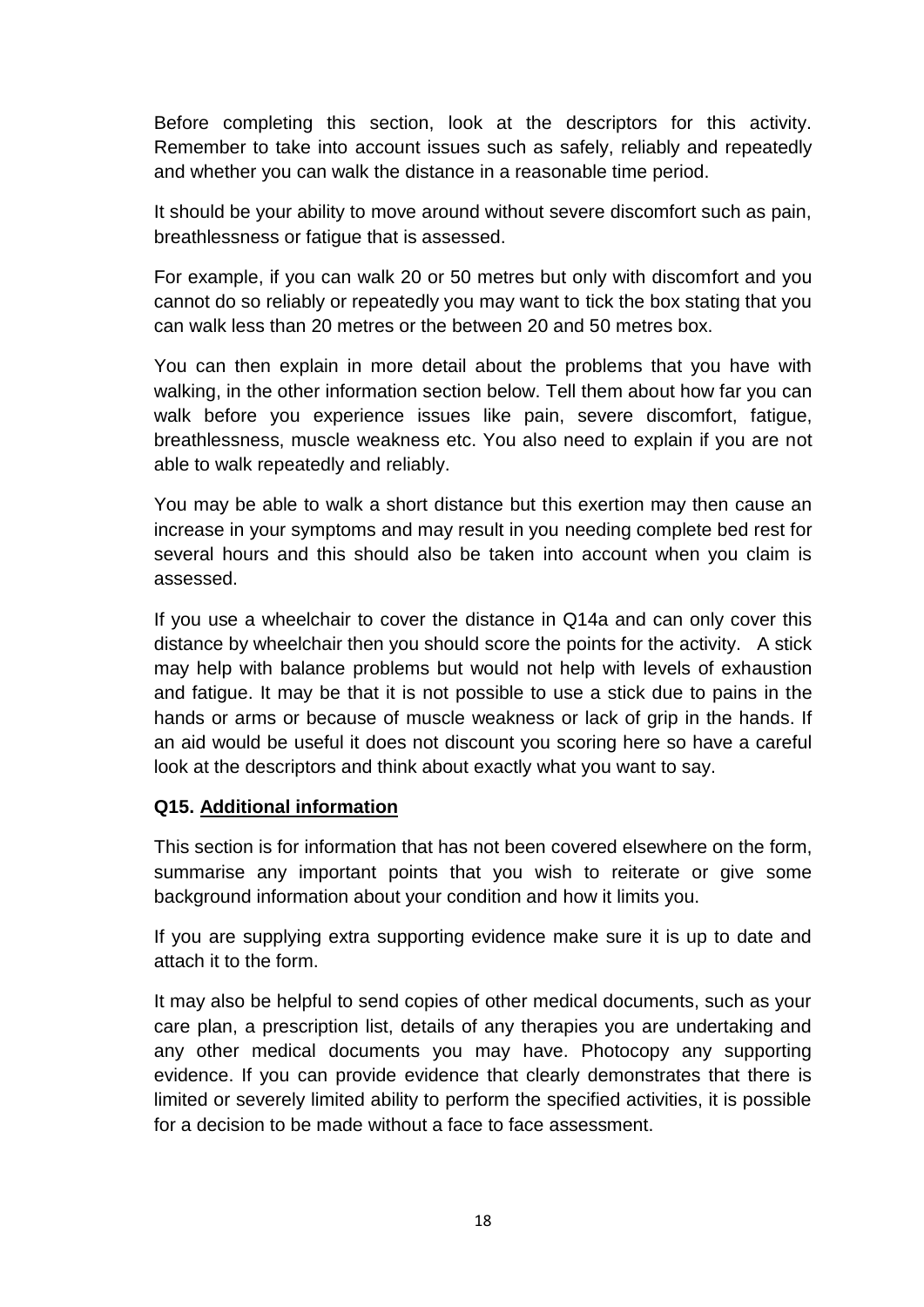Before completing this section, look at the descriptors for this activity. Remember to take into account issues such as safely, reliably and repeatedly and whether you can walk the distance in a reasonable time period.

It should be your ability to move around without severe discomfort such as pain, breathlessness or fatigue that is assessed.

For example, if you can walk 20 or 50 metres but only with discomfort and you cannot do so reliably or repeatedly you may want to tick the box stating that you can walk less than 20 metres or the between 20 and 50 metres box.

You can then explain in more detail about the problems that you have with walking, in the other information section below. Tell them about how far you can walk before you experience issues like pain, severe discomfort, fatigue, breathlessness, muscle weakness etc. You also need to explain if you are not able to walk repeatedly and reliably.

You may be able to walk a short distance but this exertion may then cause an increase in your symptoms and may result in you needing complete bed rest for several hours and this should also be taken into account when you claim is assessed.

If you use a wheelchair to cover the distance in Q14a and can only cover this distance by wheelchair then you should score the points for the activity. A stick may help with balance problems but would not help with levels of exhaustion and fatigue. It may be that it is not possible to use a stick due to pains in the hands or arms or because of muscle weakness or lack of grip in the hands. If an aid would be useful it does not discount you scoring here so have a careful look at the descriptors and think about exactly what you want to say.

### Q15. Additional information

This section is for information that has not been covered elsewhere on the form, summarise any important points that you wish to reiterate or give some background information about your condition and how it limits you.

If you are supplying extra supporting evidence make sure it is up to date and attach it to the form.

It may also be helpful to send copies of other medical documents, such as your care plan, a prescription list, details of any therapies you are undertaking and any other medical documents you may have. Photocopy any supporting evidence. If you can provide evidence that clearly demonstrates that there is limited or severely limited ability to perform the specified activities, it is possible for a decision to be made without a face to face assessment.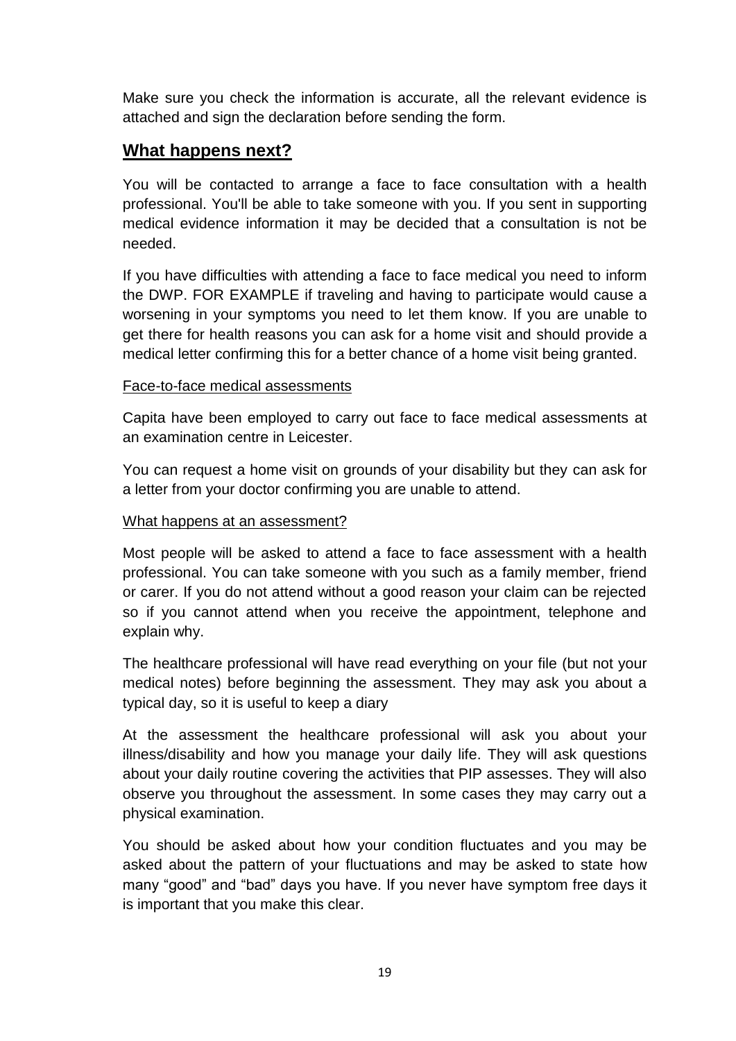Make sure you check the information is accurate, all the relevant evidence is attached and sign the declaration before sending the form.

## **What happens next?**

You will be contacted to arrange a face to face consultation with a health professional. You'll be able to take someone with you. If you sent in supporting medical evidence information it may be decided that a consultation is not be needed.

If you have difficulties with attending a face to face medical you need to inform the DWP. FOR EXAMPLE if traveling and having to participate would cause a worsening in your symptoms you need to let them know. If you are unable to get there for health reasons you can ask for a home visit and should provide a medical letter confirming this for a better chance of a home visit being granted.

<u>Face-to-face medical assessments</u>

Capita have been employed to carry out face to face medical assessments at an examination centre in Leicester.

You can request a home visit on grounds of your disability but they can ask for a letter from your doctor confirming you are unable to attend.

<u>What happens at an assessment?</u>

Most people will be asked to attend a face to face assessment with a health professional. You can take someone with you such as a family member, friend or carer. If you do not attend without a good reason your claim can be rejected so if you cannot attend when you receive the appointment, telephone and explain why.

The healthcare professional will have read everything on your file (but not your medical notes) before beginning the assessment. They may ask you about a typical day, so it is useful to keep a diary

At the assessment the healthcare professional will ask you about your illness/disability and how you manage your daily life. They will ask questions about your daily routine covering the activities that PIP assesses. They will also observe you throughout the assessment. In some cases they may carry out a physical examination.

You should be asked about how your condition fluctuates and you may be asked about the pattern of your fluctuations and may be asked to state how many “good” and “bad” days you have. If you never have symptom free days it is important that you make this clear.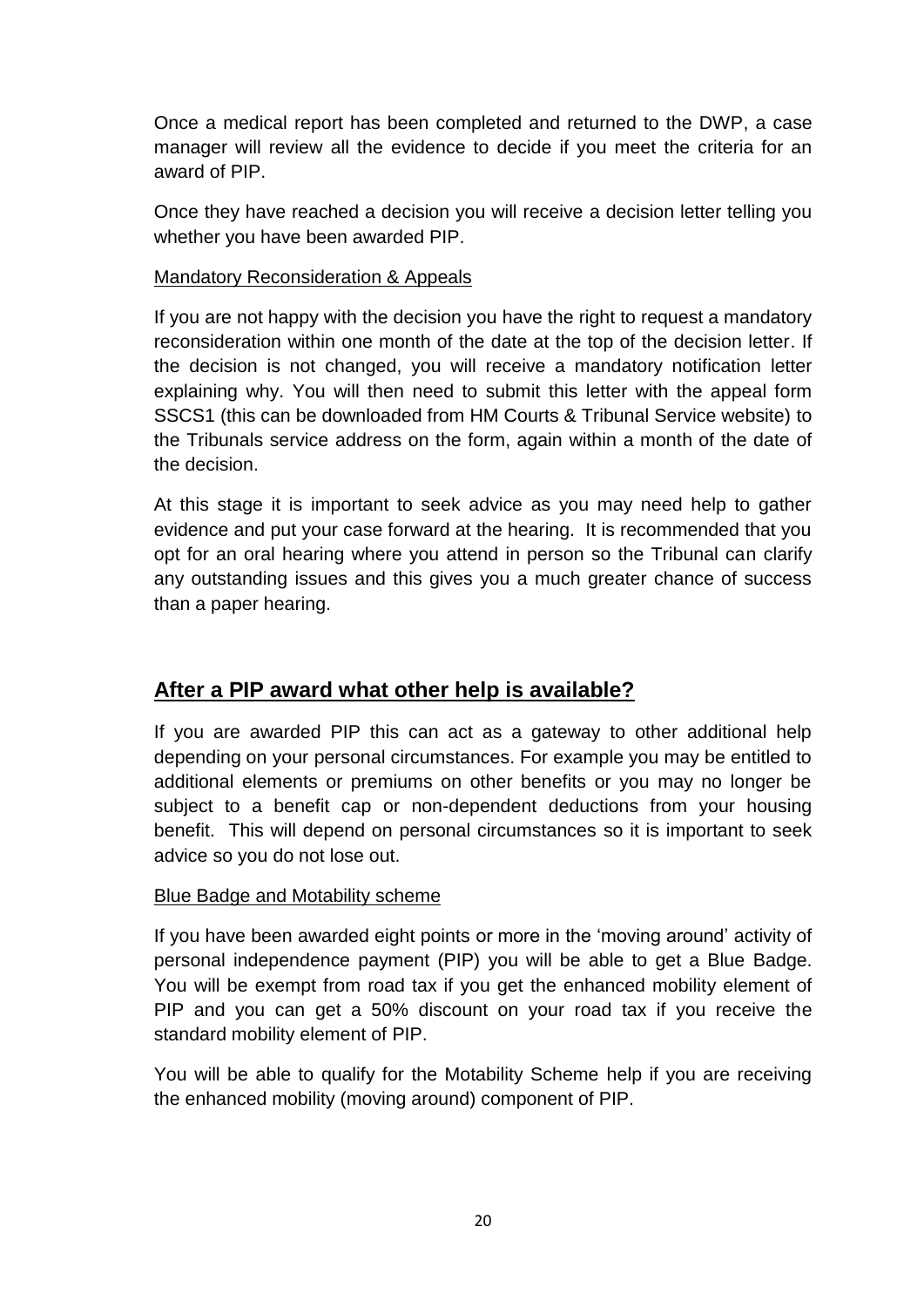Once a medical report has been completed and returned to the DWP, a case manager will review all the evidence to decide if you meet the criteria for an award of PIP.

Once they have reached a decision you will receive a decision letter telling you whether you have been awarded PIP.

### Mandatory Reconsideration & Appeals

If you are not happy with the decision you have the right to request a mandatory reconsideration within one month of the date at the top of the decision letter. If the decision is not changed, you will receive a mandatory notification letter explaining why. You will then need to submit this letter with the appeal form SSCS1 (this can be downloaded from HM Courts & Tribunal Service website) to the Tribunals service address on the form, again within a month of the date of the decision.

At this stage it is important to seek advice as you may need help to gather evidence and put your case forward at the hearing. It is recommended that you opt for an oral hearing where you attend in person so the Tribunal can clarify any outstanding issues and this gives you a much greater chance of success than a paper hearing.

## After a PIP award what other help is available?

If you are awarded PIP this can act as a gateway to other additional help depending on your personal circumstances. For example you may be entitled to additional elements or premiums on other benefits or you may no longer be subject to a benefit cap or non-dependent deductions from your housing benefit. This will depend on personal circumstances so it is important to seek advice so you do not lose out.

### Blue Badge and Motability scheme

If you have been awarded eight points or more in the 'moving around' activity of personal independence payment (PIP) you will be able to get a Blue Badge. You will be exempt from road tax if you get the enhanced mobility element of PIP and you can get a 50% discount on your road tax if you receive the standard mobility element of PIP.

You will be able to qualify for the Motability Scheme help if you are receiving the enhanced mobility (moving around) component of PIP.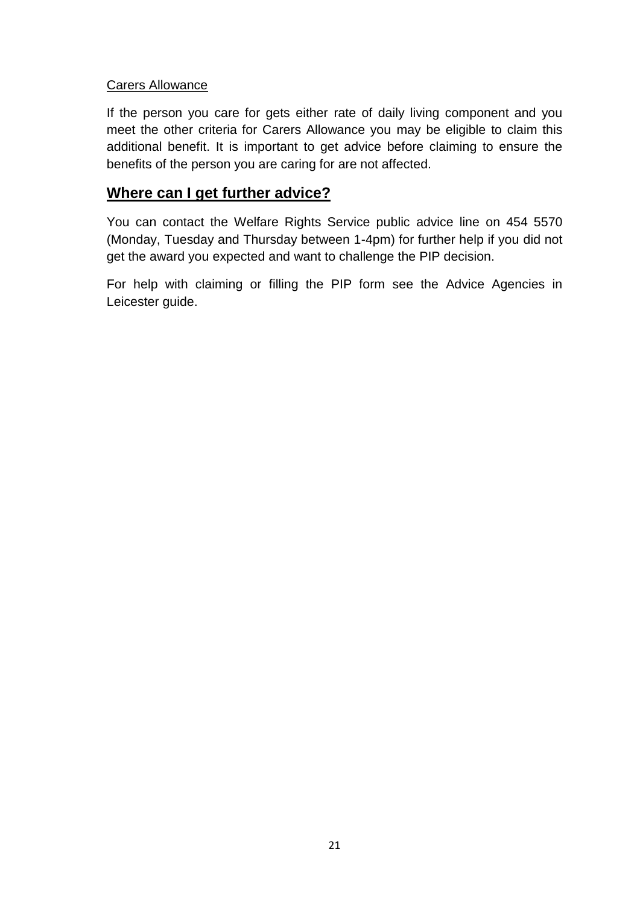Carers Allowance

If the person you care for gets either rate of daily living component and you meet the other criteria for Carers Allowance you may be eligible to claim this additional benefit. It is important to get advice before claiming to ensure the benefits of the person you are caring for are not affected.

## Where can I get further advice?

You can contact the Welfare Rights Service public advice line on 454 5570 (Monday, Tuesday and Thursday between 1-4pm) for further help if you did not get the award you expected and want to challenge the PIP decision.

For help with claiming or filling the PIP form see the Advice Agencies in Leicester guide.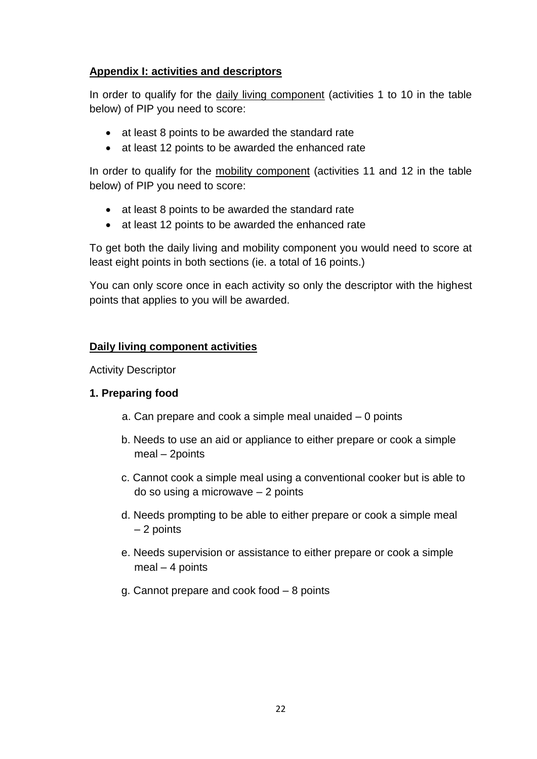## Appendix I: activities and descriptors

In order to qualify for the daily living component (activities 1 to 10 in the table below) of PIP you need to score:

- at least 8 points to be awarded the standard rate
- at least 12 points to be awarded the enhanced rate

In order to qualify for the mobility component (activities 11 and 12 in the table below) of PIP you need to score:

- at least 8 points to be awarded the standard rate
- at least 12 points to be awarded the enhanced rate

To get both the daily living and mobility component you would need to score at least eight points in both sections (ie. a total of 16 points.)

You can only score once in each activity so only the descriptor with the highest points that applies to you will be awarded.

## Daily living component activities

Activity Descriptor

### 1. Preparing food

a. Can prepare and cook a simple meal unaided – 0 points

b. Needs to use an aid or appliance to either prepare or cook a simple meal – 2points

c. Cannot cook a simple meal using a conventional cooker but is able to do so using a microwave – 2 points

d. Needs prompting to be able to either prepare or cook a simple meal – 2 points

e. Needs supervision or assistance to either prepare or cook a simple meal – 4 points

g. Cannot prepare and cook food – 8 points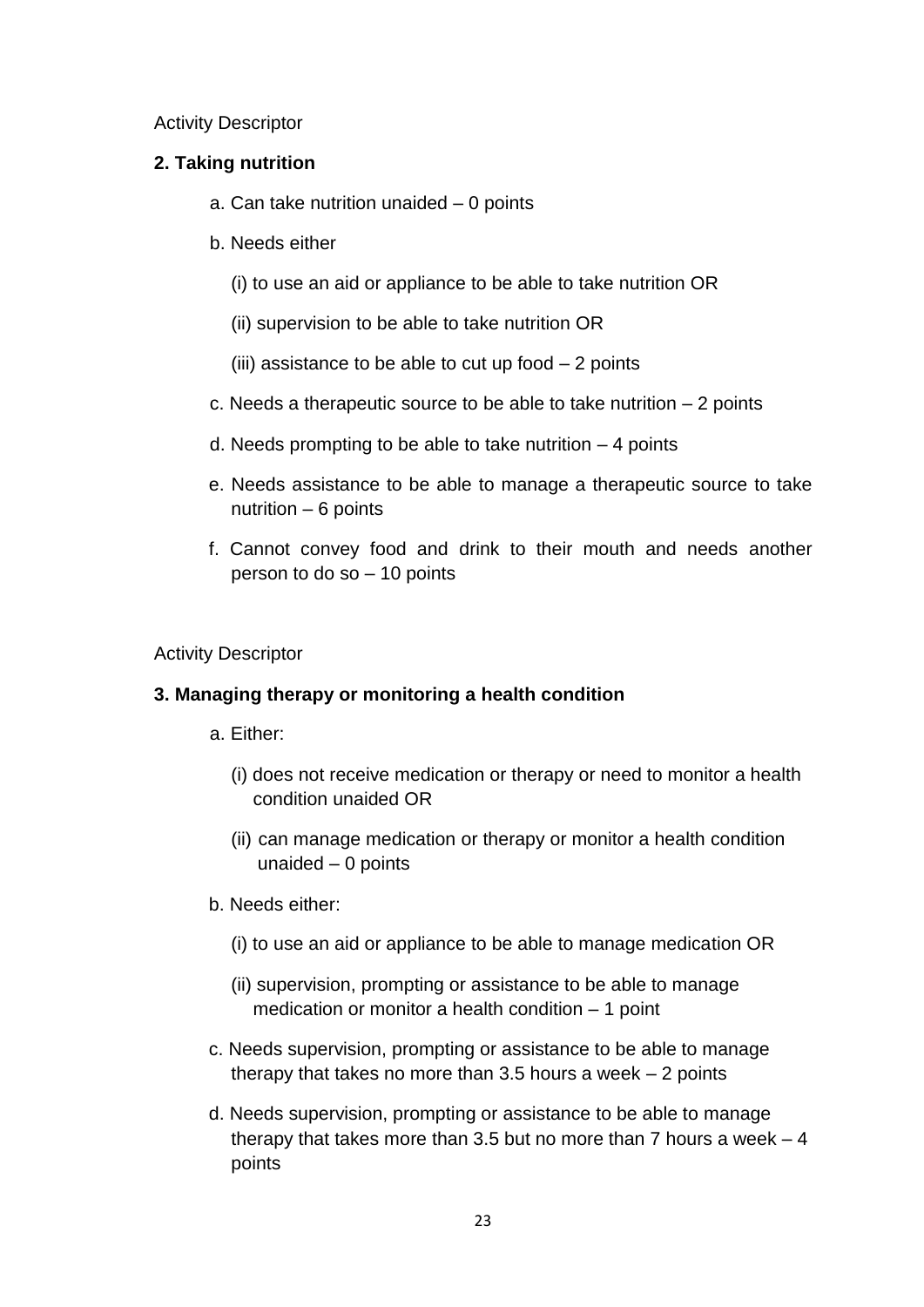Activity Descriptor

**2. Taking nutrition**

a. Can take nutrition unaided – 0 points

b. Needs either

   (i) to use an aid or appliance to be able to take nutrition OR

   (ii) supervision to be able to take nutrition OR

   (iii) assistance to be able to cut up food – 2 points

c. Needs a therapeutic source to be able to take nutrition – 2 points

d. Needs prompting to be able to take nutrition – 4 points

e. Needs assistance to be able to manage a therapeutic source to take nutrition – 6 points

f. Cannot convey food and drink to their mouth and needs another person to do so – 10 points

Activity Descriptor

**3. Managing therapy or monitoring a health condition**

a. Either:

   (i) does not receive medication or therapy or need to monitor a health condition unaided OR

   (ii) can manage medication or therapy or monitor a health condition unaided – 0 points

b. Needs either:

   (i) to use an aid or appliance to be able to manage medication OR

   (ii) supervision, prompting or assistance to be able to manage medication or monitor a health condition – 1 point

c. Needs supervision, prompting or assistance to be able to manage therapy that takes no more than 3.5 hours a week – 2 points

d. Needs supervision, prompting or assistance to be able to manage therapy that takes more than 3.5 but no more than 7 hours a week – 4 points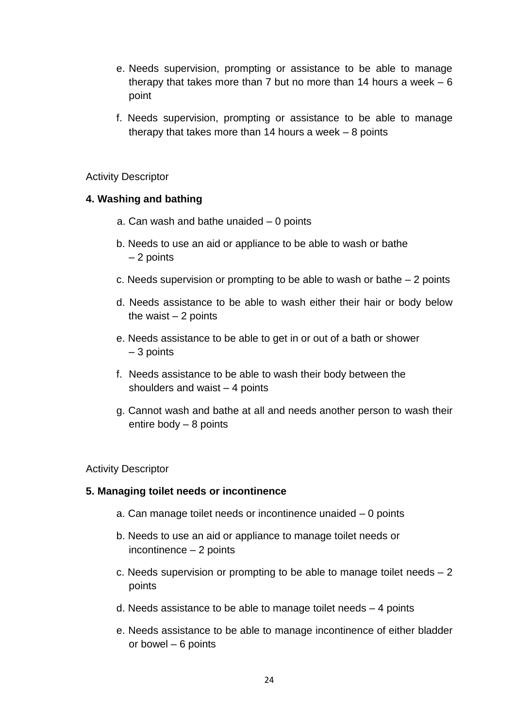e. Needs supervision, prompting or assistance to be able to manage therapy that takes more than 7 but no more than 14 hours a week – 6 point

f. Needs supervision, prompting or assistance to be able to manage therapy that takes more than 14 hours a week – 8 points

Activity Descriptor

**4. Washing and bathing**

a. Can wash and bathe unaided – 0 points

b. Needs to use an aid or appliance to be able to wash or bathe – 2 points

c. Needs supervision or prompting to be able to wash or bathe – 2 points

d. Needs assistance to be able to wash either their hair or body below the waist – 2 points

e. Needs assistance to be able to get in or out of a bath or shower – 3 points

f. Needs assistance to be able to wash their body between the shoulders and waist – 4 points

g. Cannot wash and bathe at all and needs another person to wash their entire body – 8 points

Activity Descriptor

**5. Managing toilet needs or incontinence**

a. Can manage toilet needs or incontinence unaided – 0 points

b. Needs to use an aid or appliance to manage toilet needs or incontinence – 2 points

c. Needs supervision or prompting to be able to manage toilet needs – 2 points

d. Needs assistance to be able to manage toilet needs – 4 points

e. Needs assistance to be able to manage incontinence of either bladder or bowel – 6 points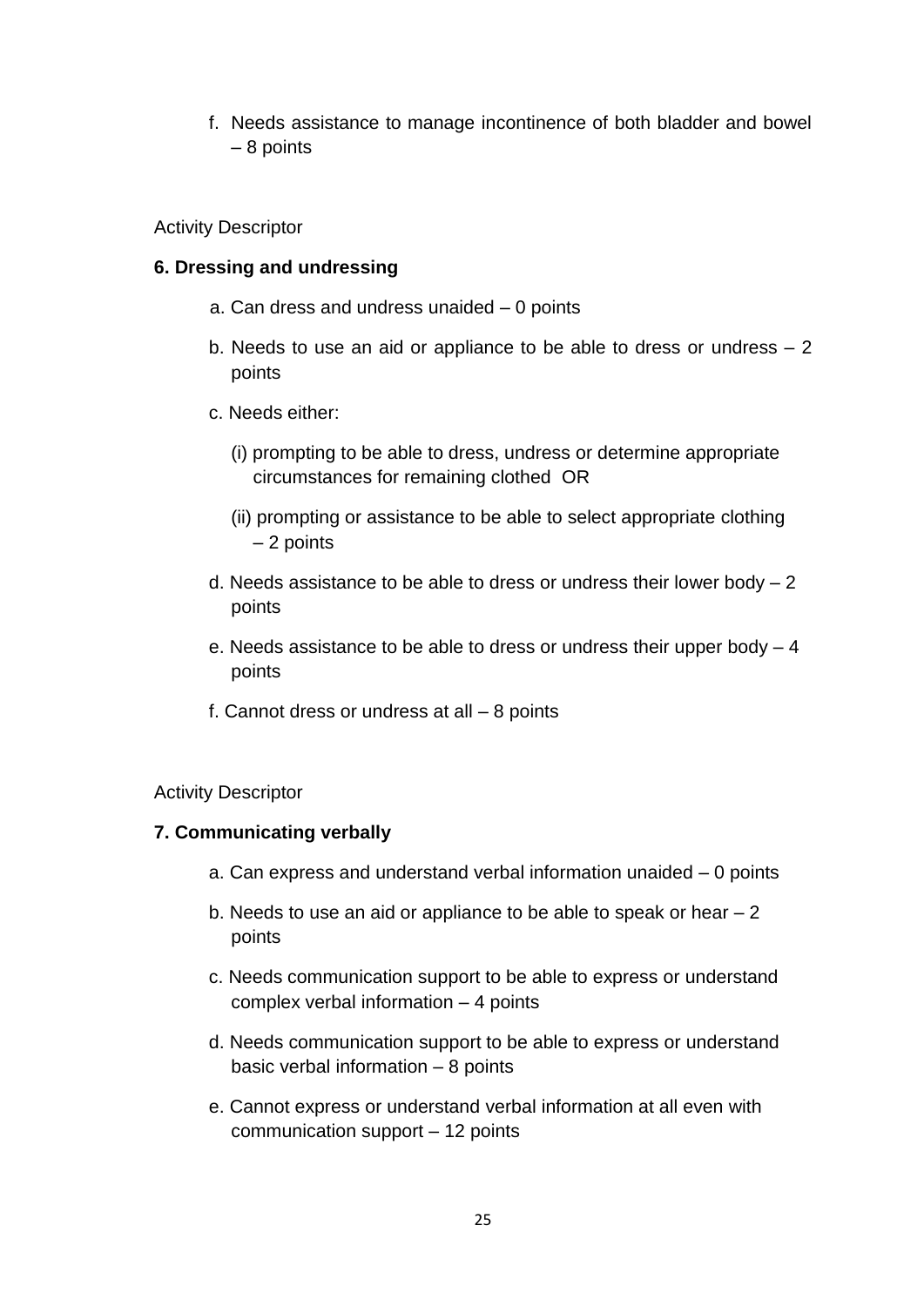f. Needs assistance to manage incontinence of both bladder and bowel – 8 points

Activity Descriptor

**6. Dressing and undressing**

a. Can dress and undress unaided – 0 points

b. Needs to use an aid or appliance to be able to dress or undress – 2 points

c. Needs either:

(i) prompting to be able to dress, undress or determine appropriate circumstances for remaining clothed OR

(ii) prompting or assistance to be able to select appropriate clothing – 2 points

d. Needs assistance to be able to dress or undress their lower body – 2 points

e. Needs assistance to be able to dress or undress their upper body – 4 points

f. Cannot dress or undress at all – 8 points

Activity Descriptor

**7. Communicating verbally**

a. Can express and understand verbal information unaided – 0 points

b. Needs to use an aid or appliance to be able to speak or hear – 2 points

c. Needs communication support to be able to express or understand complex verbal information – 4 points

d. Needs communication support to be able to express or understand basic verbal information – 8 points

e. Cannot express or understand verbal information at all even with communication support – 12 points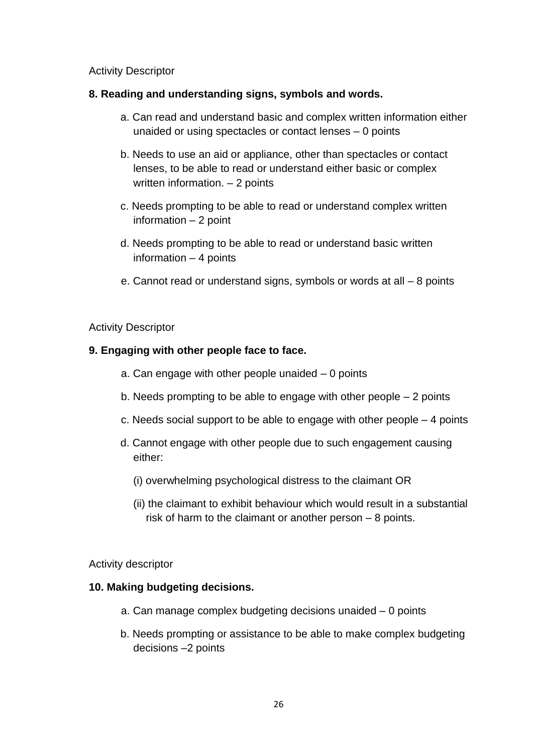Activity Descriptor

**8. Reading and understanding signs, symbols and words.**

a. Can read and understand basic and complex written information either unaided or using spectacles or contact lenses – 0 points

b. Needs to use an aid or appliance, other than spectacles or contact lenses, to be able to read or understand either basic or complex written information. – 2 points

c. Needs prompting to be able to read or understand complex written information – 2 point

d. Needs prompting to be able to read or understand basic written information – 4 points

e. Cannot read or understand signs, symbols or words at all – 8 points

Activity Descriptor

**9. Engaging with other people face to face.**

a. Can engage with other people unaided – 0 points

b. Needs prompting to be able to engage with other people – 2 points

c. Needs social support to be able to engage with other people – 4 points

d. Cannot engage with other people due to such engagement causing either:

(i) overwhelming psychological distress to the claimant OR

(ii) the claimant to exhibit behaviour which would result in a substantial risk of harm to the claimant or another person – 8 points.

Activity descriptor

**10. Making budgeting decisions.**

a. Can manage complex budgeting decisions unaided – 0 points

b. Needs prompting or assistance to be able to make complex budgeting decisions –2 points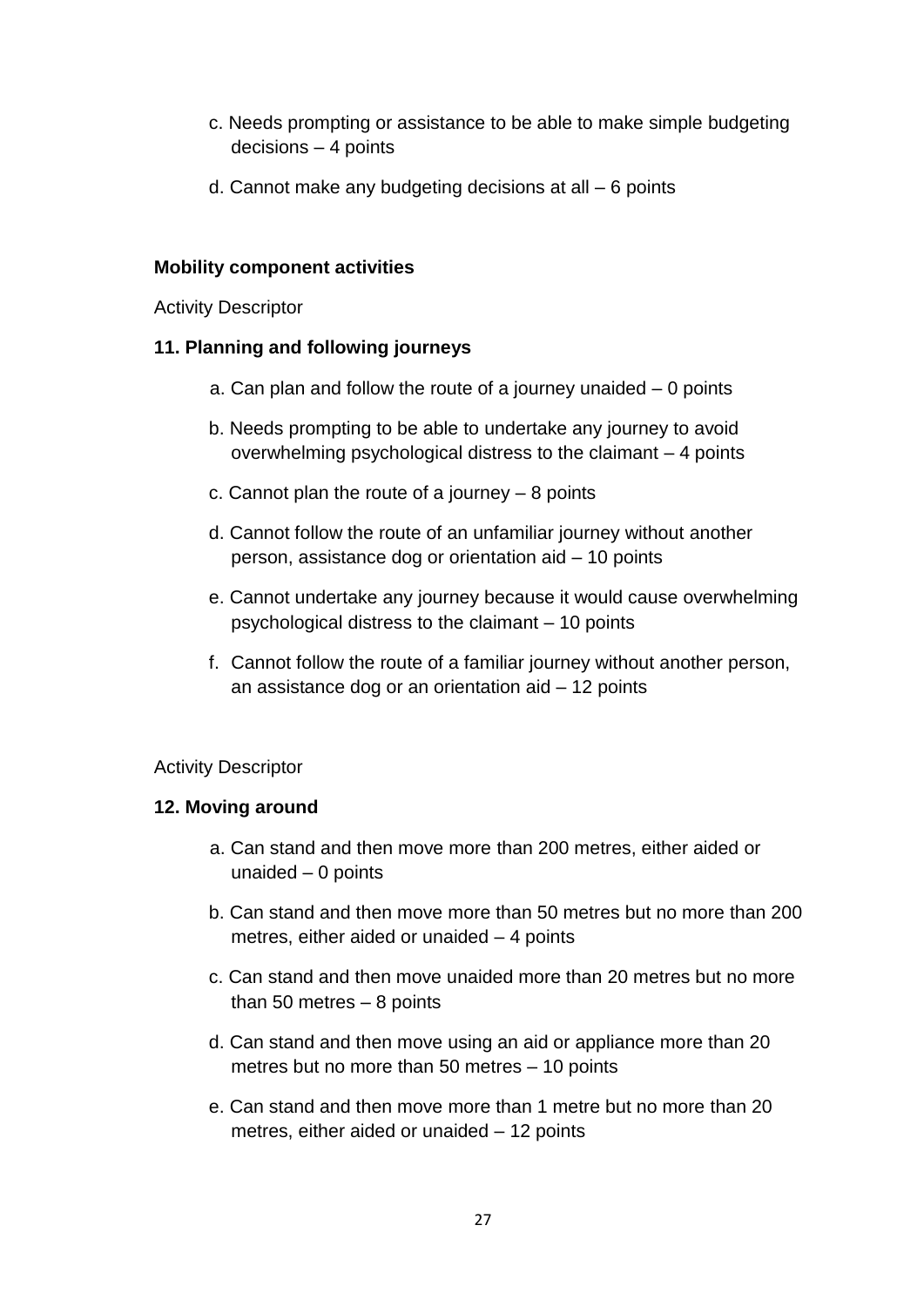c. Needs prompting or assistance to be able to make simple budgeting decisions – 4 points

d. Cannot make any budgeting decisions at all – 6 points

**Mobility component activities**

Activity Descriptor

**11. Planning and following journeys**

a. Can plan and follow the route of a journey unaided – 0 points

b. Needs prompting to be able to undertake any journey to avoid overwhelming psychological distress to the claimant – 4 points

c. Cannot plan the route of a journey – 8 points

d. Cannot follow the route of an unfamiliar journey without another person, assistance dog or orientation aid – 10 points

e. Cannot undertake any journey because it would cause overwhelming psychological distress to the claimant – 10 points

f. Cannot follow the route of a familiar journey without another person, an assistance dog or an orientation aid – 12 points

Activity Descriptor

**12. Moving around**

a. Can stand and then move more than 200 metres, either aided or unaided – 0 points

b. Can stand and then move more than 50 metres but no more than 200 metres, either aided or unaided – 4 points

c. Can stand and then move unaided more than 20 metres but no more than 50 metres – 8 points

d. Can stand and then move using an aid or appliance more than 20 metres but no more than 50 metres – 10 points

e. Can stand and then move more than 1 metre but no more than 20 metres, either aided or unaided – 12 points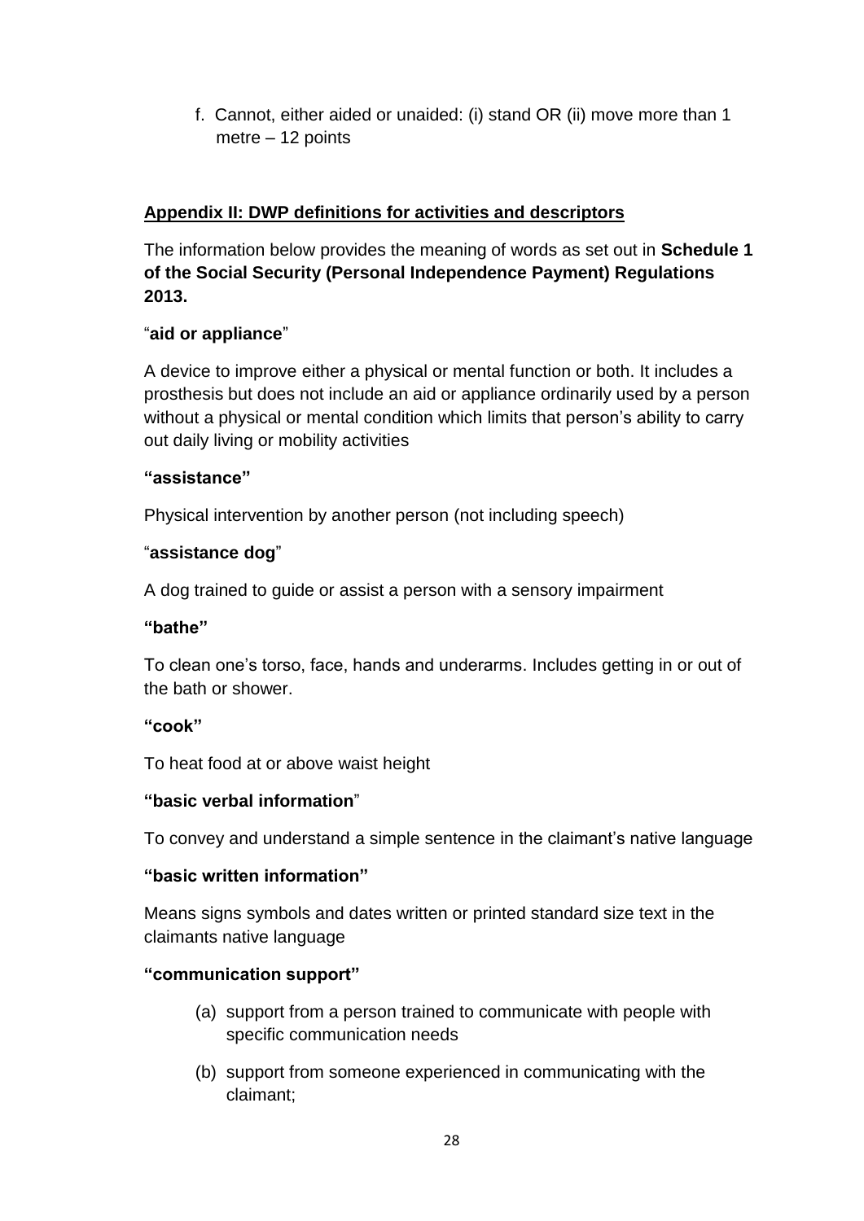f. Cannot, either aided or unaided: (i) stand OR (ii) move more than 1 metre – 12 points

## Appendix II: DWP definitions for activities and descriptors

The information below provides the meaning of words as set out in **Schedule 1 of the Social Security (Personal Independence Payment) Regulations 2013.**

**"aid or appliance"**

A device to improve either a physical or mental function or both. It includes a prosthesis but does not include an aid or appliance ordinarily used by a person without a physical or mental condition which limits that person's ability to carry out daily living or mobility activities

**"assistance"**

Physical intervention by another person (not including speech)

**"assistance dog"**

A dog trained to guide or assist a person with a sensory impairment

**"bathe"**

To clean one's torso, face, hands and underarms. Includes getting in or out of the bath or shower.

**"cook"**

To heat food at or above waist height

**"basic verbal information"**

To convey and understand a simple sentence in the claimant's native language

**"basic written information"**

Means signs symbols and dates written or printed standard size text in the claimants native language

**"communication support"**

(a) support from a person trained to communicate with people with specific communication needs

(b) support from someone experienced in communicating with the claimant;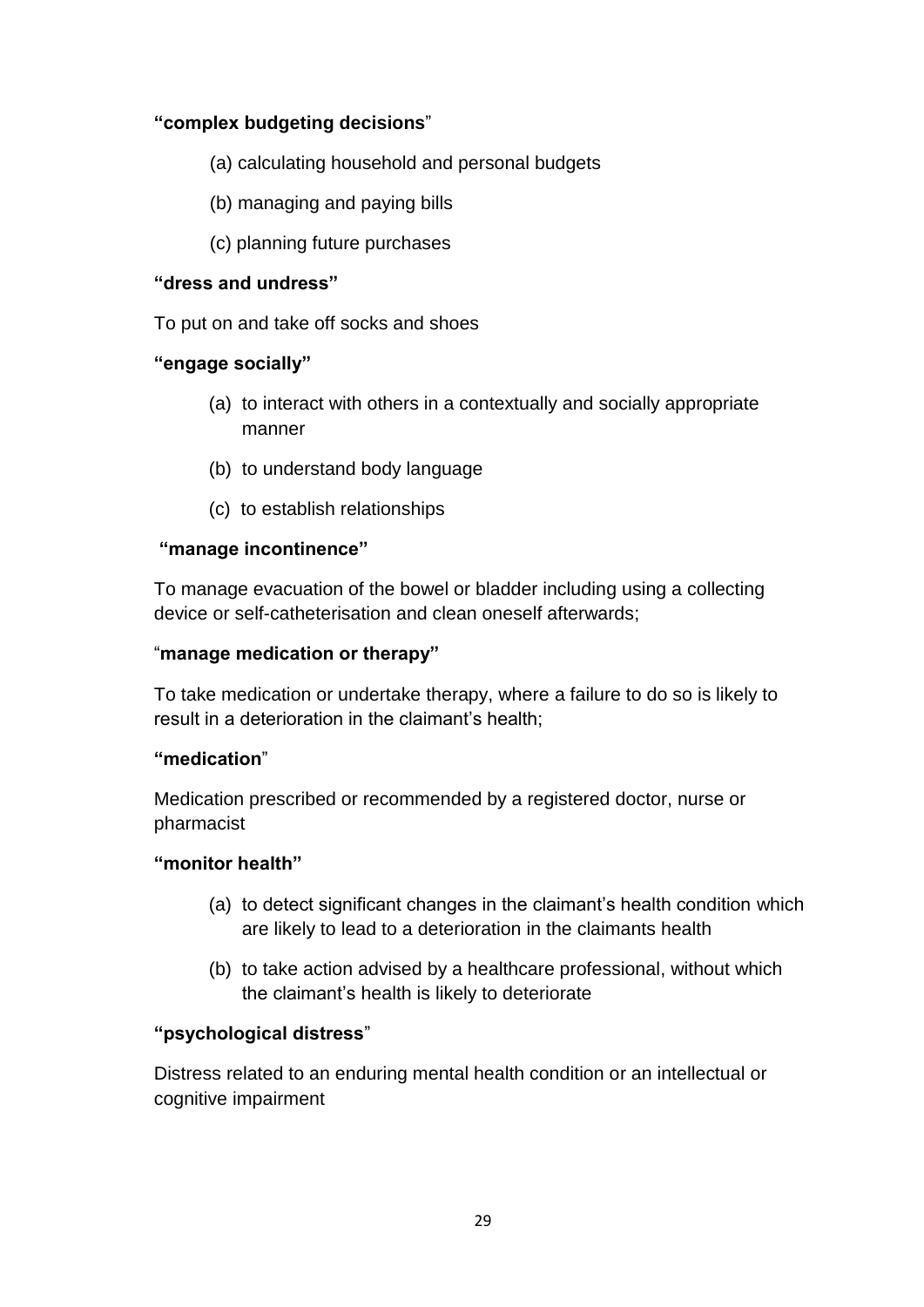**"complex budgeting decisions"**

(a) calculating household and personal budgets

(b) managing and paying bills

(c) planning future purchases

**"dress and undress"**

To put on and take off socks and shoes

**"engage socially"**

(a) to interact with others in a contextually and socially appropriate manner

(b) to understand body language

(c) to establish relationships

**"manage incontinence"**

To manage evacuation of the bowel or bladder including using a collecting device or self-catheterisation and clean oneself afterwards;

"**manage medication or therapy"**

To take medication or undertake therapy, where a failure to do so is likely to result in a deterioration in the claimant's health;

**"medication"**

Medication prescribed or recommended by a registered doctor, nurse or pharmacist

**"monitor health"**

(a) to detect significant changes in the claimant's health condition which are likely to lead to a deterioration in the claimants health

(b) to take action advised by a healthcare professional, without which the claimant's health is likely to deteriorate

**"psychological distress"**

Distress related to an enduring mental health condition or an intellectual or cognitive impairment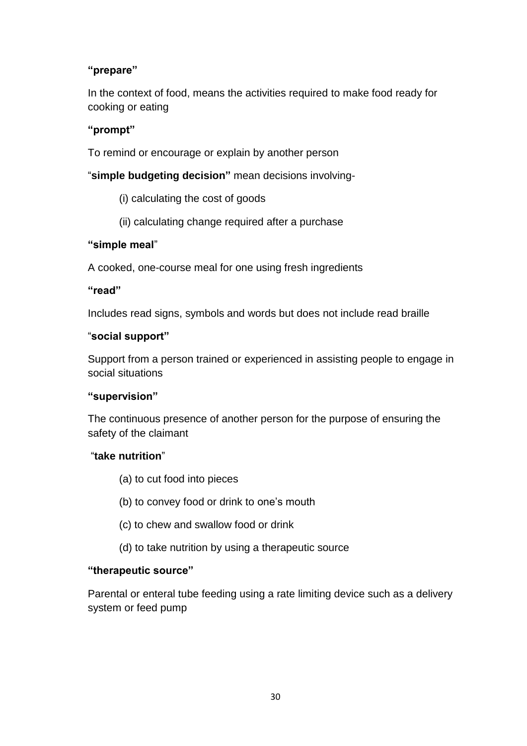**“prepare”**

In the context of food, means the activities required to make food ready for cooking or eating

**“prompt”**

To remind or encourage or explain by another person

“**simple budgeting decision”** mean decisions involving-

(i) calculating the cost of goods

(ii) calculating change required after a purchase

**“simple meal**”

A cooked, one-course meal for one using fresh ingredients

**“read”**

Includes read signs, symbols and words but does not include read braille

“**social support”**

Support from a person trained or experienced in assisting people to engage in social situations

**“supervision”**

The continuous presence of another person for the purpose of ensuring the safety of the claimant

“**take nutrition**”

(a) to cut food into pieces

(b) to convey food or drink to one’s mouth

(c) to chew and swallow food or drink

(d) to take nutrition by using a therapeutic source

**“therapeutic source”**

Parental or enteral tube feeding using a rate limiting device such as a delivery system or feed pump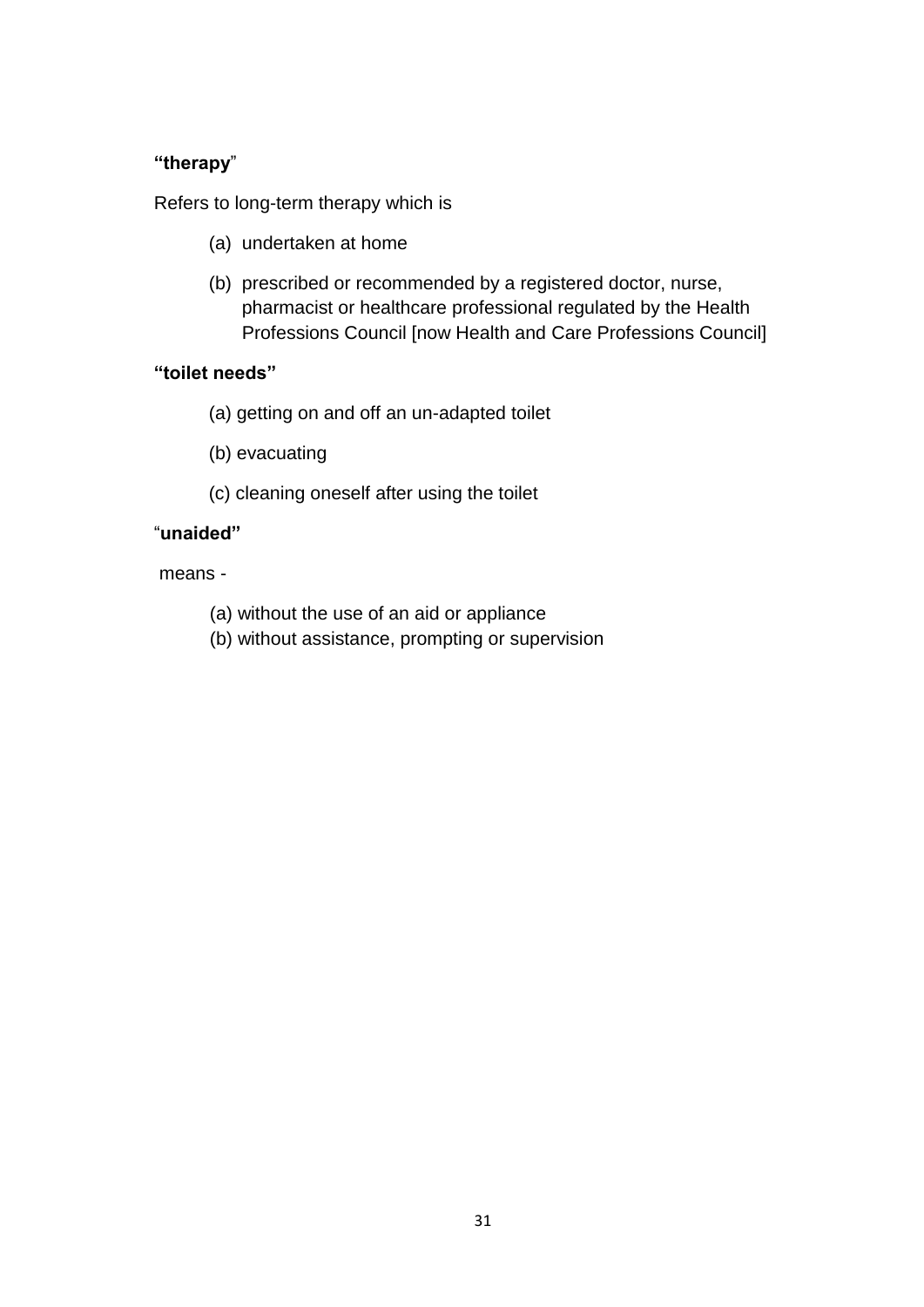**"therapy"**

Refers to long-term therapy which is

(a) undertaken at home

(b) prescribed or recommended by a registered doctor, nurse, pharmacist or healthcare professional regulated by the Health Professions Council [now Health and Care Professions Council]

**"toilet needs"**

(a) getting on and off an un-adapted toilet

(b) evacuating

(c) cleaning oneself after using the toilet

**"unaided"**

means -

(a) without the use of an aid or appliance
(b) without assistance, prompting or supervision